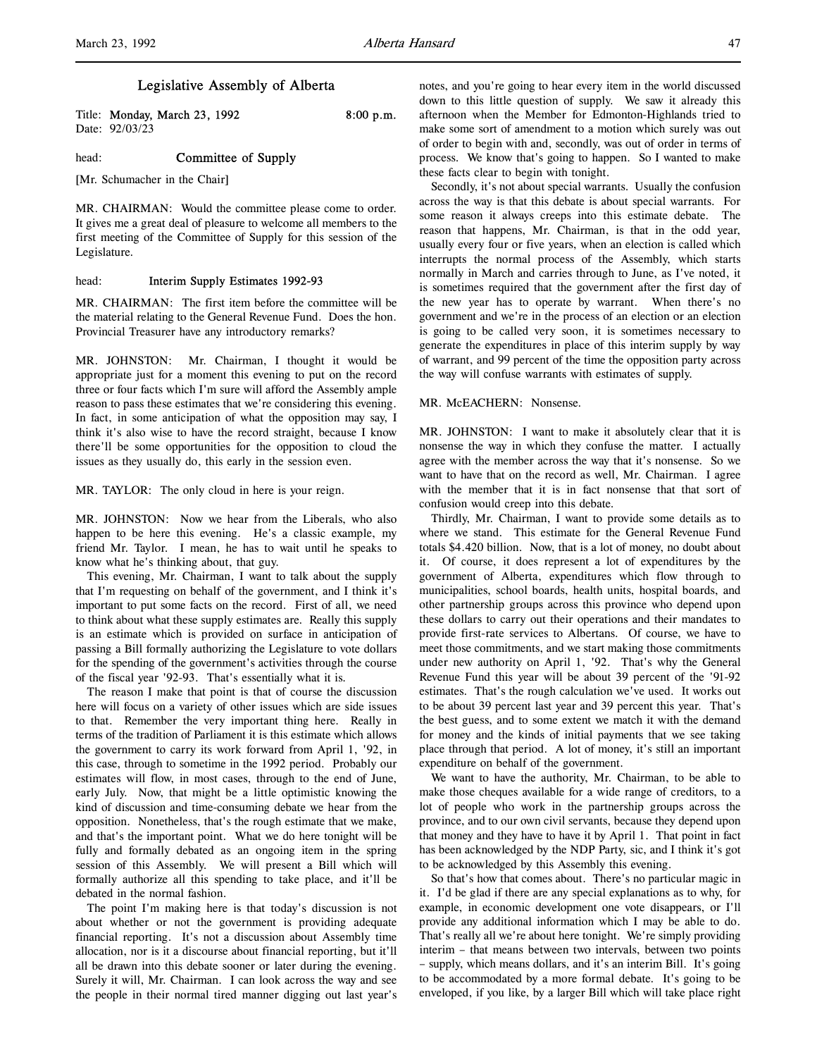# Legislative Assembly of Alberta

Title: **Monday, March 23, 1992** 8:00 p.m.
Date: 92/03/23

head: **Committee of Supply**

[Mr. Schumacher in the Chair]

MR. CHAIRMAN: Would the committee please come to order. It gives me a great deal of pleasure to welcome all members to the first meeting of the Committee of Supply for this session of the Legislature.

head: **Interim Supply Estimates 1992-93**

MR. CHAIRMAN: The first item before the committee will be the material relating to the General Revenue Fund. Does the hon. Provincial Treasurer have any introductory remarks?

MR. JOHNSTON: Mr. Chairman, I thought it would be appropriate just for a moment this evening to put on the record three or four facts which I'm sure will afford the Assembly ample reason to pass these estimates that we're considering this evening. In fact, in some anticipation of what the opposition may say, I think it's also wise to have the record straight, because I know there'll be some opportunities for the opposition to cloud the issues as they usually do, this early in the session even.

MR. TAYLOR: The only cloud in here is your reign.

MR. JOHNSTON: Now we hear from the Liberals, who also happen to be here this evening. He's a classic example, my friend Mr. Taylor. I mean, he has to wait until he speaks to know what he's thinking about, that guy.

This evening, Mr. Chairman, I want to talk about the supply that I'm requesting on behalf of the government, and I think it's important to put some facts on the record. First of all, we need to think about what these supply estimates are. Really this supply is an estimate which is provided on surface in anticipation of passing a Bill formally authorizing the Legislature to vote dollars for the spending of the government's activities through the course of the fiscal year '92-93. That's essentially what it is.

The reason I make that point is that of course the discussion here will focus on a variety of other issues which are side issues to that. Remember the very important thing here. Really in terms of the tradition of Parliament it is this estimate which allows the government to carry its work forward from April 1, '92, in this case, through to sometime in the 1992 period. Probably our estimates will flow, in most cases, through to the end of June, early July. Now, that might be a little optimistic knowing the kind of discussion and time-consuming debate we hear from the opposition. Nonetheless, that's the rough estimate that we make, and that's the important point. What we do here tonight will be fully and formally debated as an ongoing item in the spring session of this Assembly. We will present a Bill which will formally authorize all this spending to take place, and it'll be debated in the normal fashion.

The point I'm making here is that today's discussion is not about whether or not the government is providing adequate financial reporting. It's not a discussion about Assembly time allocation, nor is it a discourse about financial reporting, but it'll all be drawn into this debate sooner or later during the evening. Surely it will, Mr. Chairman. I can look across the way and see the people in their normal tired manner digging out last year's notes, and you're going to hear every item in the world discussed down to this little question of supply. We saw it already this afternoon when the Member for Edmonton-Highlands tried to make some sort of amendment to a motion which surely was out of order to begin with and, secondly, was out of order in terms of process. We know that's going to happen. So I wanted to make these facts clear to begin with tonight.

Secondly, it's not about special warrants. Usually the confusion across the way is that this debate is about special warrants. For some reason it always creeps into this estimate debate. The reason that happens, Mr. Chairman, is that in the odd year, usually every four or five years, when an election is called which interrupts the normal process of the Assembly, which starts normally in March and carries through to June, as I've noted, it is sometimes required that the government after the first day of the new year has to operate by warrant. When there's no government and we're in the process of an election or an election is going to be called very soon, it is sometimes necessary to generate the expenditures in place of this interim supply by way of warrant, and 99 percent of the time the opposition party across the way will confuse warrants with estimates of supply.

MR. McEACHERN: Nonsense.

MR. JOHNSTON: I want to make it absolutely clear that it is nonsense the way in which they confuse the matter. I actually agree with the member across the way that it's nonsense. So we want to have that on the record as well, Mr. Chairman. I agree with the member that it is in fact nonsense that that sort of confusion would creep into this debate.

Thirdly, Mr. Chairman, I want to provide some details as to where we stand. This estimate for the General Revenue Fund totals $4.420 billion. Now, that is a lot of money, no doubt about it. Of course, it does represent a lot of expenditures by the government of Alberta, expenditures which flow through to municipalities, school boards, health units, hospital boards, and other partnership groups across this province who depend upon these dollars to carry out their operations and their mandates to provide first-rate services to Albertans. Of course, we have to meet those commitments, and we start making those commitments under new authority on April 1, '92. That's why the General Revenue Fund this year will be about 39 percent of the '91-92 estimates. That's the rough calculation we've used. It works out to be about 39 percent last year and 39 percent this year. That's the best guess, and to some extent we match it with the demand for money and the kinds of initial payments that we see taking place through that period. A lot of money, it's still an important expenditure on behalf of the government.

We want to have the authority, Mr. Chairman, to be able to make those cheques available for a wide range of creditors, to a lot of people who work in the partnership groups across the province, and to our own civil servants, because they depend upon that money and they have to have it by April 1. That point in fact has been acknowledged by the NDP Party, sic, and I think it's got to be acknowledged by this Assembly this evening.

So that's how that comes about. There's no particular magic in it. I'd be glad if there are any special explanations as to why, for example, in economic development one vote disappears, or I'll provide any additional information which I may be able to do. That's really all we're about here tonight. We're simply providing interim – that means between two intervals, between two points – supply, which means dollars, and it's an interim Bill. It's going to be accommodated by a more formal debate. It's going to be enveloped, if you like, by a larger Bill which will take place right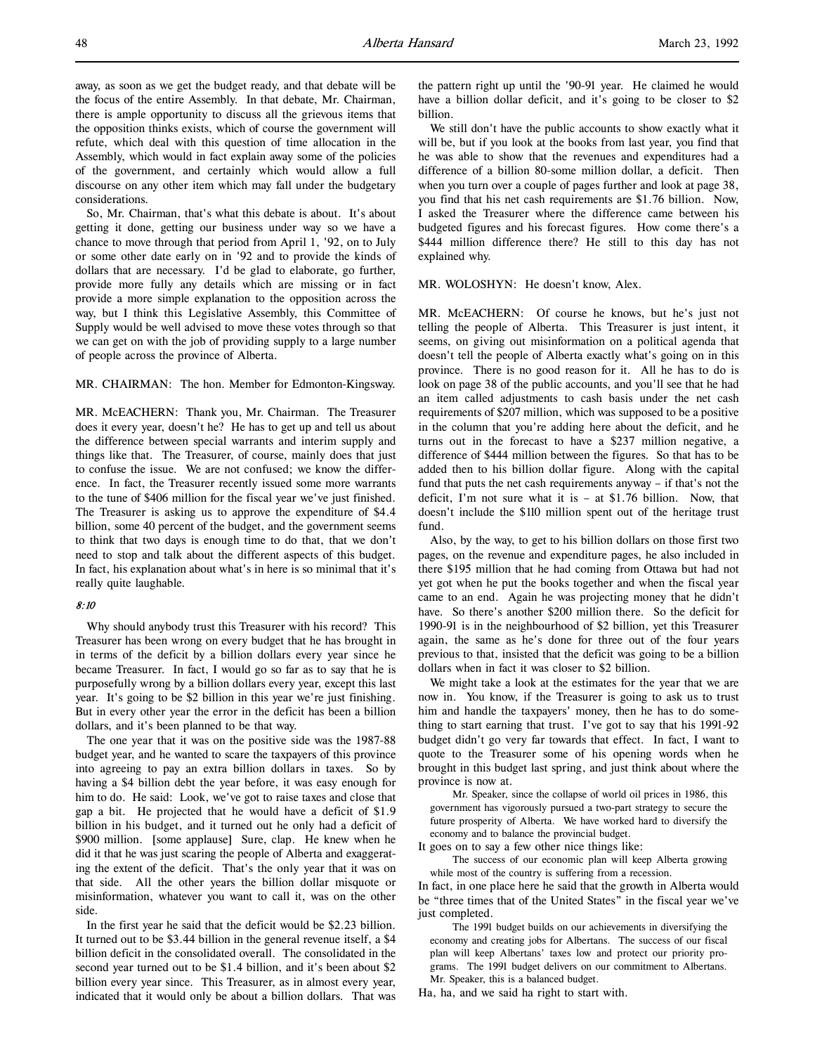away, as soon as we get the budget ready, and that debate will be the focus of the entire Assembly. In that debate, Mr. Chairman, there is ample opportunity to discuss all the grievous items that the opposition thinks exists, which of course the government will refute, which deal with this question of time allocation in the Assembly, which would in fact explain away some of the policies of the government, and certainly which would allow a full discourse on any other item which may fall under the budgetary considerations.

So, Mr. Chairman, that's what this debate is about. It's about getting it done, getting our business under way so we have a chance to move through that period from April 1, '92, on to July or some other date early on in '92 and to provide the kinds of dollars that are necessary. I'd be glad to elaborate, go further, provide more fully any details which are missing or in fact provide a more simple explanation to the opposition across the way, but I think this Legislative Assembly, this Committee of Supply would be well advised to move these votes through so that we can get on with the job of providing supply to a large number of people across the province of Alberta.

MR. CHAIRMAN: The hon. Member for Edmonton-Kingsway.

MR. McEACHERN: Thank you, Mr. Chairman. The Treasurer does it every year, doesn't he? He has to get up and tell us about the difference between special warrants and interim supply and things like that. The Treasurer, of course, mainly does that just to confuse the issue. We are not confused; we know the difference. In fact, the Treasurer recently issued some more warrants to the tune of $406 million for the fiscal year we've just finished. The Treasurer is asking us to approve the expenditure of $4.4 billion, some 40 percent of the budget, and the government seems to think that two days is enough time to do that, that we don't need to stop and talk about the different aspects of this budget. In fact, his explanation about what's in here is so minimal that it's really quite laughable.

*8:10*

Why should anybody trust this Treasurer with his record? This Treasurer has been wrong on every budget that he has brought in in terms of the deficit by a billion dollars every year since he became Treasurer. In fact, I would go so far as to say that he is purposefully wrong by a billion dollars every year, except this last year. It's going to be $2 billion in this year we're just finishing. But in every other year the error in the deficit has been a billion dollars, and it's been planned to be that way.

The one year that it was on the positive side was the 1987-88 budget year, and he wanted to scare the taxpayers of this province into agreeing to pay an extra billion dollars in taxes. So by having a $4 billion debt the year before, it was easy enough for him to do. He said: Look, we've got to raise taxes and close that gap a bit. He projected that he would have a deficit of $1.9 billion in his budget, and it turned out he only had a deficit of $900 million. [some applause] Sure, clap. He knew when he did it that he was just scaring the people of Alberta and exaggerating the extent of the deficit. That's the only year that it was on that side. All the other years the billion dollar misquote or misinformation, whatever you want to call it, was on the other side.

In the first year he said that the deficit would be $2.23 billion. It turned out to be $3.44 billion in the general revenue itself, a $4 billion deficit in the consolidated overall. The consolidated in the second year turned out to be $1.4 billion, and it's been about $2 billion every year since. This Treasurer, as in almost every year, indicated that it would only be about a billion dollars. That was the pattern right up until the '90-91 year. He claimed he would have a billion dollar deficit, and it's going to be closer to $2 billion.

We still don't have the public accounts to show exactly what it will be, but if you look at the books from last year, you find that he was able to show that the revenues and expenditures had a difference of a billion 80-some million dollar, a deficit. Then when you turn over a couple of pages further and look at page 38, you find that his net cash requirements are $1.76 billion. Now, I asked the Treasurer where the difference came between his budgeted figures and his forecast figures. How come there's a $444 million difference there? He still to this day has not explained why.

MR. WOLOSHYN: He doesn't know, Alex.

MR. McEACHERN: Of course he knows, but he's just not telling the people of Alberta. This Treasurer is just intent, it seems, on giving out misinformation on a political agenda that doesn't tell the people of Alberta exactly what's going on in this province. There is no good reason for it. All he has to do is look on page 38 of the public accounts, and you'll see that he had an item called adjustments to cash basis under the net cash requirements of $207 million, which was supposed to be a positive in the column that you're adding here about the deficit, and he turns out in the forecast to have a $237 million negative, a difference of $444 million between the figures. So that has to be added then to his billion dollar figure. Along with the capital fund that puts the net cash requirements anyway – if that's not the deficit, I'm not sure what it is – at $1.76 billion. Now, that doesn't include the $110 million spent out of the heritage trust fund.

Also, by the way, to get to his billion dollars on those first two pages, on the revenue and expenditure pages, he also included in there $195 million that he had coming from Ottawa but had not yet got when he put the books together and when the fiscal year came to an end. Again he was projecting money that he didn't have. So there's another $200 million there. So the deficit for 1990-91 is in the neighbourhood of $2 billion, yet this Treasurer again, the same as he's done for three out of the four years previous to that, insisted that the deficit was going to be a billion dollars when in fact it was closer to $2 billion.

We might take a look at the estimates for the year that we are now in. You know, if the Treasurer is going to ask us to trust him and handle the taxpayers' money, then he has to do something to start earning that trust. I've got to say that his 1991-92 budget didn't go very far towards that effect. In fact, I want to quote to the Treasurer some of his opening words when he brought in this budget last spring, and just think about where the province is now at.

> Mr. Speaker, since the collapse of world oil prices in 1986, this government has vigorously pursued a two-part strategy to secure the future prosperity of Alberta. We have worked hard to diversify the economy and to balance the provincial budget.

It goes on to say a few other nice things like:

> The success of our economic plan will keep Alberta growing while most of the country is suffering from a recession.

In fact, in one place here he said that the growth in Alberta would be "three times that of the United States" in the fiscal year we've just completed.

> The 1991 budget builds on our achievements in diversifying the economy and creating jobs for Albertans. The success of our fiscal plan will keep Albertans' taxes low and protect our priority programs. The 1991 budget delivers on our commitment to Albertans. Mr. Speaker, this is a balanced budget.

Ha, ha, and we said ha right to start with.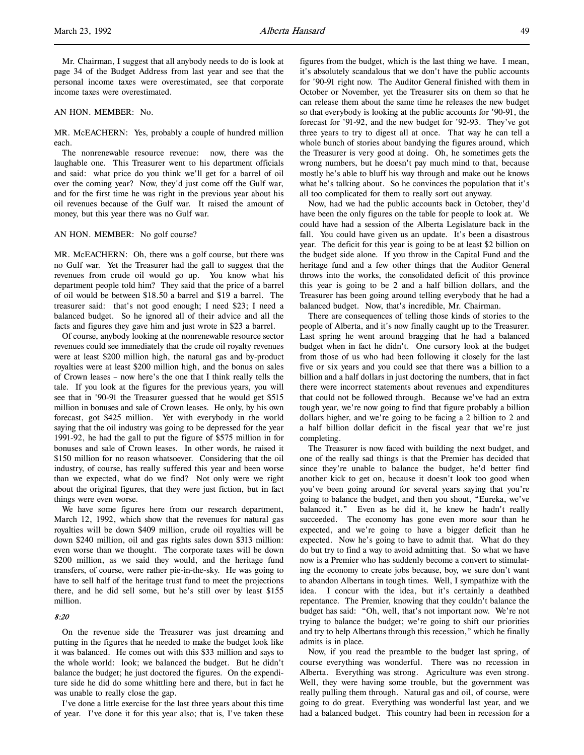Mr. Chairman, I suggest that all anybody needs to do is look at page 34 of the Budget Address from last year and see that the personal income taxes were overestimated, see that corporate income taxes were overestimated.

AN HON. MEMBER: No.

MR. McEACHERN: Yes, probably a couple of hundred million each.

The nonrenewable resource revenue: now, there was the laughable one. This Treasurer went to his department officials and said: what price do you think we'll get for a barrel of oil over the coming year? Now, they'd just come off the Gulf war, and for the first time he was right in the previous year about his oil revenues because of the Gulf war. It raised the amount of money, but this year there was no Gulf war.

AN HON. MEMBER: No golf course?

MR. McEACHERN: Oh, there was a golf course, but there was no Gulf war. Yet the Treasurer had the gall to suggest that the revenues from crude oil would go up. You know what his department people told him? They said that the price of a barrel of oil would be between $18.50 a barrel and $19 a barrel. The treasurer said: that's not good enough; I need $23; I need a balanced budget. So he ignored all of their advice and all the facts and figures they gave him and just wrote in $23 a barrel.

Of course, anybody looking at the nonrenewable resource sector revenues could see immediately that the crude oil royalty revenues were at least $200 million high, the natural gas and by-product royalties were at least $200 million high, and the bonus on sales of Crown leases – now here's the one that I think really tells the tale. If you look at the figures for the previous years, you will see that in '90-91 the Treasurer guessed that he would get $515 million in bonuses and sale of Crown leases. He only, by his own forecast, got $425 million. Yet with everybody in the world saying that the oil industry was going to be depressed for the year 1991-92, he had the gall to put the figure of $575 million in for bonuses and sale of Crown leases. In other words, he raised it $150 million for no reason whatsoever. Considering that the oil industry, of course, has really suffered this year and been worse than we expected, what do we find? Not only were we right about the original figures, that they were just fiction, but in fact things were even worse.

We have some figures here from our research department, March 12, 1992, which show that the revenues for natural gas royalties will be down $409 million, crude oil royalties will be down $240 million, oil and gas rights sales down $313 million: even worse than we thought. The corporate taxes will be down $200 million, as we said they would, and the heritage fund transfers, of course, were rather pie-in-the-sky. He was going to have to sell half of the heritage trust fund to meet the projections there, and he did sell some, but he's still over by least $155 million.

*8:20*

On the revenue side the Treasurer was just dreaming and putting in the figures that he needed to make the budget look like it was balanced. He comes out with this $33 million and says to the whole world: look; we balanced the budget. But he didn't balance the budget; he just doctored the figures. On the expenditure side he did do some whittling here and there, but in fact he was unable to really close the gap.

I've done a little exercise for the last three years about this time of year. I've done it for this year also; that is, I've taken these figures from the budget, which is the last thing we have. I mean, it's absolutely scandalous that we don't have the public accounts for '90-91 right now. The Auditor General finished with them in October or November, yet the Treasurer sits on them so that he can release them about the same time he releases the new budget so that everybody is looking at the public accounts for '90-91, the forecast for '91-92, and the new budget for '92-93. They've got three years to try to digest all at once. That way he can tell a whole bunch of stories about bandying the figures around, which the Treasurer is very good at doing. Oh, he sometimes gets the wrong numbers, but he doesn't pay much mind to that, because mostly he's able to bluff his way through and make out he knows what he's talking about. So he convinces the population that it's all too complicated for them to really sort out anyway.

Now, had we had the public accounts back in October, they'd have been the only figures on the table for people to look at. We could have had a session of the Alberta Legislature back in the fall. You could have given us an update. It's been a disastrous year. The deficit for this year is going to be at least $2 billion on the budget side alone. If you throw in the Capital Fund and the heritage fund and a few other things that the Auditor General throws into the works, the consolidated deficit of this province this year is going to be 2 and a half billion dollars, and the Treasurer has been going around telling everybody that he had a balanced budget. Now, that's incredible, Mr. Chairman.

There are consequences of telling those kinds of stories to the people of Alberta, and it's now finally caught up to the Treasurer. Last spring he went around bragging that he had a balanced budget when in fact he didn't. One cursory look at the budget from those of us who had been following it closely for the last five or six years and you could see that there was a billion to a billion and a half dollars in just doctoring the numbers, that in fact there were incorrect statements about revenues and expenditures that could not be followed through. Because we've had an extra tough year, we're now going to find that figure probably a billion dollars higher, and we're going to be facing a 2 billion to 2 and a half billion dollar deficit in the fiscal year that we're just completing.

The Treasurer is now faced with building the next budget, and one of the really sad things is that the Premier has decided that since they're unable to balance the budget, he'd better find another kick to get on, because it doesn't look too good when you've been going around for several years saying that you're going to balance the budget, and then you shout, "Eureka, we've balanced it." Even as he did it, he knew he hadn't really succeeded. The economy has gone even more sour than he expected, and we're going to have a bigger deficit than he expected. Now he's going to have to admit that. What do they do but try to find a way to avoid admitting that. So what we have now is a Premier who has suddenly become a convert to stimulating the economy to create jobs because, boy, we sure don't want to abandon Albertans in tough times. Well, I sympathize with the idea. I concur with the idea, but it's certainly a deathbed repentance. The Premier, knowing that they couldn't balance the budget has said: "Oh, well, that's not important now. We're not trying to balance the budget; we're going to shift our priorities and try to help Albertans through this recession," which he finally admits is in place.

Now, if you read the preamble to the budget last spring, of course everything was wonderful. There was no recession in Alberta. Everything was strong. Agriculture was even strong. Well, they were having some trouble, but the government was really pulling them through. Natural gas and oil, of course, were going to do great. Everything was wonderful last year, and we had a balanced budget. This country had been in recession for a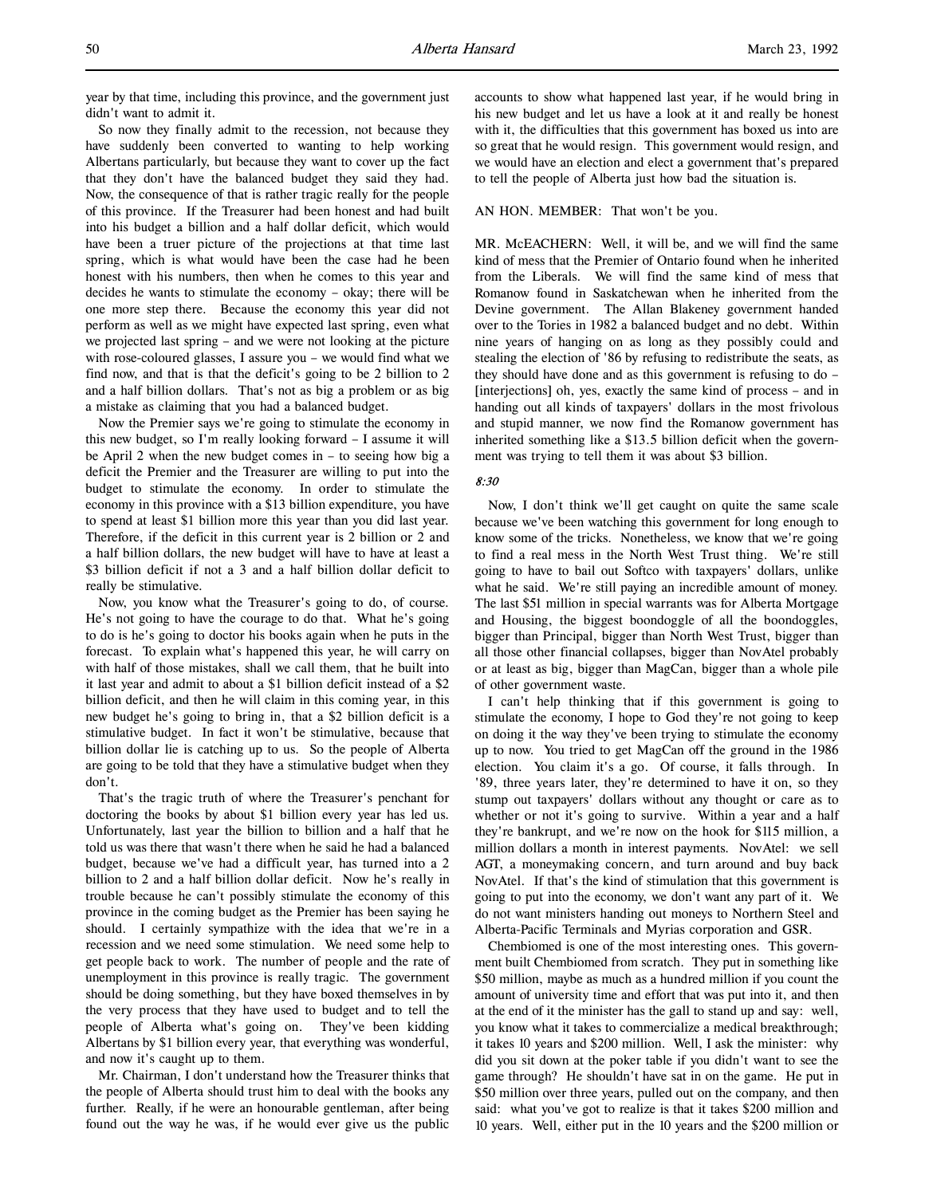year by that time, including this province, and the government just didn't want to admit it.

So now they finally admit to the recession, not because they have suddenly been converted to wanting to help working Albertans particularly, but because they want to cover up the fact that they don't have the balanced budget they said they had. Now, the consequence of that is rather tragic really for the people of this province. If the Treasurer had been honest and had built into his budget a billion and a half dollar deficit, which would have been a truer picture of the projections at that time last spring, which is what would have been the case had he been honest with his numbers, then when he comes to this year and decides he wants to stimulate the economy – okay; there will be one more step there. Because the economy this year did not perform as well as we might have expected last spring, even what we projected last spring – and we were not looking at the picture with rose-coloured glasses, I assure you – we would find what we find now, and that is that the deficit's going to be 2 billion to 2 and a half billion dollars. That's not as big a problem or as big a mistake as claiming that you had a balanced budget.

Now the Premier says we're going to stimulate the economy in this new budget, so I'm really looking forward – I assume it will be April 2 when the new budget comes in – to seeing how big a deficit the Premier and the Treasurer are willing to put into the budget to stimulate the economy. In order to stimulate the economy in this province with a $13 billion expenditure, you have to spend at least $1 billion more this year than you did last year. Therefore, if the deficit in this current year is 2 billion or 2 and a half billion dollars, the new budget will have to have at least a $3 billion deficit if not a 3 and a half billion dollar deficit to really be stimulative.

Now, you know what the Treasurer's going to do, of course. He's not going to have the courage to do that. What he's going to do is he's going to doctor his books again when he puts in the forecast. To explain what's happened this year, he will carry on with half of those mistakes, shall we call them, that he built into it last year and admit to about a $1 billion deficit instead of a $2 billion deficit, and then he will claim in this coming year, in this new budget he's going to bring in, that a $2 billion deficit is a stimulative budget. In fact it won't be stimulative, because that billion dollar lie is catching up to us. So the people of Alberta are going to be told that they have a stimulative budget when they don't.

That's the tragic truth of where the Treasurer's penchant for doctoring the books by about $1 billion every year has led us. Unfortunately, last year the billion to billion and a half that he told us was there that wasn't there when he said he had a balanced budget, because we've had a difficult year, has turned into a 2 billion to 2 and a half billion dollar deficit. Now he's really in trouble because he can't possibly stimulate the economy of this province in the coming budget as the Premier has been saying he should. I certainly sympathize with the idea that we're in a recession and we need some stimulation. We need some help to get people back to work. The number of people and the rate of unemployment in this province is really tragic. The government should be doing something, but they have boxed themselves in by the very process that they have used to budget and to tell the people of Alberta what's going on. They've been kidding Albertans by $1 billion every year, that everything was wonderful, and now it's caught up to them.

Mr. Chairman, I don't understand how the Treasurer thinks that the people of Alberta should trust him to deal with the books any further. Really, if he were an honourable gentleman, after being found out the way he was, if he would ever give us the public accounts to show what happened last year, if he would bring in his new budget and let us have a look at it and really be honest with it, the difficulties that this government has boxed us into are so great that he would resign. This government would resign, and we would have an election and elect a government that's prepared to tell the people of Alberta just how bad the situation is.

AN HON. MEMBER: That won't be you.

MR. McEACHERN: Well, it will be, and we will find the same kind of mess that the Premier of Ontario found when he inherited from the Liberals. We will find the same kind of mess that Romanow found in Saskatchewan when he inherited from the Devine government. The Allan Blakeney government handed over to the Tories in 1982 a balanced budget and no debt. Within nine years of hanging on as long as they possibly could and stealing the election of '86 by refusing to redistribute the seats, as they should have done and as this government is refusing to do – [interjections] oh, yes, exactly the same kind of process – and in handing out all kinds of taxpayers' dollars in the most frivolous and stupid manner, we now find the Romanow government has inherited something like a $13.5 billion deficit when the government was trying to tell them it was about $3 billion.

*8:30*

Now, I don't think we'll get caught on quite the same scale because we've been watching this government for long enough to know some of the tricks. Nonetheless, we know that we're going to find a real mess in the North West Trust thing. We're still going to have to bail out Softco with taxpayers' dollars, unlike what he said. We're still paying an incredible amount of money. The last $51 million in special warrants was for Alberta Mortgage and Housing, the biggest boondoggle of all the boondoggles, bigger than Principal, bigger than North West Trust, bigger than all those other financial collapses, bigger than NovAtel probably or at least as big, bigger than MagCan, bigger than a whole pile of other government waste.

I can't help thinking that if this government is going to stimulate the economy, I hope to God they're not going to keep on doing it the way they've been trying to stimulate the economy up to now. You tried to get MagCan off the ground in the 1986 election. You claim it's a go. Of course, it falls through. In '89, three years later, they're determined to have it on, so they stump out taxpayers' dollars without any thought or care as to whether or not it's going to survive. Within a year and a half they're bankrupt, and we're now on the hook for $115 million, a million dollars a month in interest payments. NovAtel: we sell AGT, a moneymaking concern, and turn around and buy back NovAtel. If that's the kind of stimulation that this government is going to put into the economy, we don't want any part of it. We do not want ministers handing out moneys to Northern Steel and Alberta-Pacific Terminals and Myrias corporation and GSR.

Chembiomed is one of the most interesting ones. This government built Chembiomed from scratch. They put in something like $50 million, maybe as much as a hundred million if you count the amount of university time and effort that was put into it, and then at the end of it the minister has the gall to stand up and say: well, you know what it takes to commercialize a medical breakthrough; it takes 10 years and $200 million. Well, I ask the minister: why did you sit down at the poker table if you didn't want to see the game through? He shouldn't have sat in on the game. He put in $50 million over three years, pulled out on the company, and then said: what you've got to realize is that it takes $200 million and 10 years. Well, either put in the 10 years and the $200 million or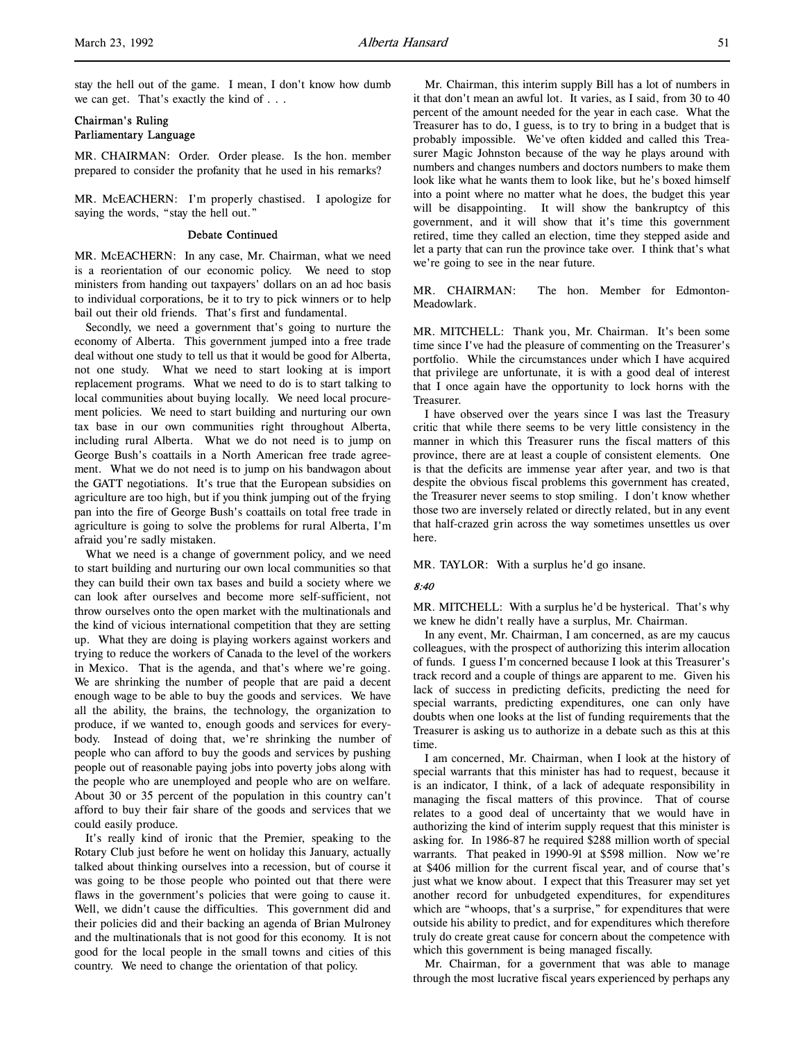stay the hell out of the game. I mean, I don't know how dumb we can get. That's exactly the kind of . . .

### Chairman's Ruling
### Parliamentary Language

MR. CHAIRMAN: Order. Order please. Is the hon. member prepared to consider the profanity that he used in his remarks?

MR. McEACHERN: I'm properly chastised. I apologize for saying the words, "stay the hell out."

### Debate Continued

MR. McEACHERN: In any case, Mr. Chairman, what we need is a reorientation of our economic policy. We need to stop ministers from handing out taxpayers' dollars on an ad hoc basis to individual corporations, be it to try to pick winners or to help bail out their old friends. That's first and fundamental.

Secondly, we need a government that's going to nurture the economy of Alberta. This government jumped into a free trade deal without one study to tell us that it would be good for Alberta, not one study. What we need to start looking at is import replacement programs. What we need to do is to start talking to local communities about buying locally. We need local procurement policies. We need to start building and nurturing our own tax base in our own communities right throughout Alberta, including rural Alberta. What we do not need is to jump on George Bush's coattails in a North American free trade agreement. What we do not need is to jump on his bandwagon about the GATT negotiations. It's true that the European subsidies on agriculture are too high, but if you think jumping out of the frying pan into the fire of George Bush's coattails on total free trade in agriculture is going to solve the problems for rural Alberta, I'm afraid you're sadly mistaken.

What we need is a change of government policy, and we need to start building and nurturing our own local communities so that they can build their own tax bases and build a society where we can look after ourselves and become more self-sufficient, not throw ourselves onto the open market with the multinationals and the kind of vicious international competition that they are setting up. What they are doing is playing workers against workers and trying to reduce the workers of Canada to the level of the workers in Mexico. That is the agenda, and that's where we're going. We are shrinking the number of people that are paid a decent enough wage to be able to buy the goods and services. We have all the ability, the brains, the technology, the organization to produce, if we wanted to, enough goods and services for everybody. Instead of doing that, we're shrinking the number of people who can afford to buy the goods and services by pushing people out of reasonable paying jobs into poverty jobs along with the people who are unemployed and people who are on welfare. About 30 or 35 percent of the population in this country can't afford to buy their fair share of the goods and services that we could easily produce.

It's really kind of ironic that the Premier, speaking to the Rotary Club just before he went on holiday this January, actually talked about thinking ourselves into a recession, but of course it was going to be those people who pointed out that there were flaws in the government's policies that were going to cause it. Well, we didn't cause the difficulties. This government did and their policies did and their backing an agenda of Brian Mulroney and the multinationals that is not good for this economy. It is not good for the local people in the small towns and cities of this country. We need to change the orientation of that policy.

Mr. Chairman, this interim supply Bill has a lot of numbers in it that don't mean an awful lot. It varies, as I said, from 30 to 40 percent of the amount needed for the year in each case. What the Treasurer has to do, I guess, is to try to bring in a budget that is probably impossible. We've often kidded and called this Treasurer Magic Johnston because of the way he plays around with numbers and changes numbers and doctors numbers to make them look like what he wants them to look like, but he's boxed himself into a point where no matter what he does, the budget this year will be disappointing. It will show the bankruptcy of this government, and it will show that it's time this government retired, time they called an election, time they stepped aside and let a party that can run the province take over. I think that's what we're going to see in the near future.

MR. CHAIRMAN: The hon. Member for Edmonton-Meadowlark.

MR. MITCHELL: Thank you, Mr. Chairman. It's been some time since I've had the pleasure of commenting on the Treasurer's portfolio. While the circumstances under which I have acquired that privilege are unfortunate, it is with a good deal of interest that I once again have the opportunity to lock horns with the Treasurer.

I have observed over the years since I was last the Treasury critic that while there seems to be very little consistency in the manner in which this Treasurer runs the fiscal matters of this province, there are at least a couple of consistent elements. One is that the deficits are immense year after year, and two is that despite the obvious fiscal problems this government has created, the Treasurer never seems to stop smiling. I don't know whether those two are inversely related or directly related, but in any event that half-crazed grin across the way sometimes unsettles us over here.

MR. TAYLOR: With a surplus he'd go insane.

*8:40*

MR. MITCHELL: With a surplus he'd be hysterical. That's why we knew he didn't really have a surplus, Mr. Chairman.

In any event, Mr. Chairman, I am concerned, as are my caucus colleagues, with the prospect of authorizing this interim allocation of funds. I guess I'm concerned because I look at this Treasurer's track record and a couple of things are apparent to me. Given his lack of success in predicting deficits, predicting the need for special warrants, predicting expenditures, one can only have doubts when one looks at the list of funding requirements that the Treasurer is asking us to authorize in a debate such as this at this time.

I am concerned, Mr. Chairman, when I look at the history of special warrants that this minister has had to request, because it is an indicator, I think, of a lack of adequate responsibility in managing the fiscal matters of this province. That of course relates to a good deal of uncertainty that we would have in authorizing the kind of interim supply request that this minister is asking for. In 1986-87 he required $288 million worth of special warrants. That peaked in 1990-91 at $598 million. Now we're at $406 million for the current fiscal year, and of course that's just what we know about. I expect that this Treasurer may set yet another record for unbudgeted expenditures, for expenditures which are "whoops, that's a surprise," for expenditures that were outside his ability to predict, and for expenditures which therefore truly do create great cause for concern about the competence with which this government is being managed fiscally.

Mr. Chairman, for a government that was able to manage through the most lucrative fiscal years experienced by perhaps any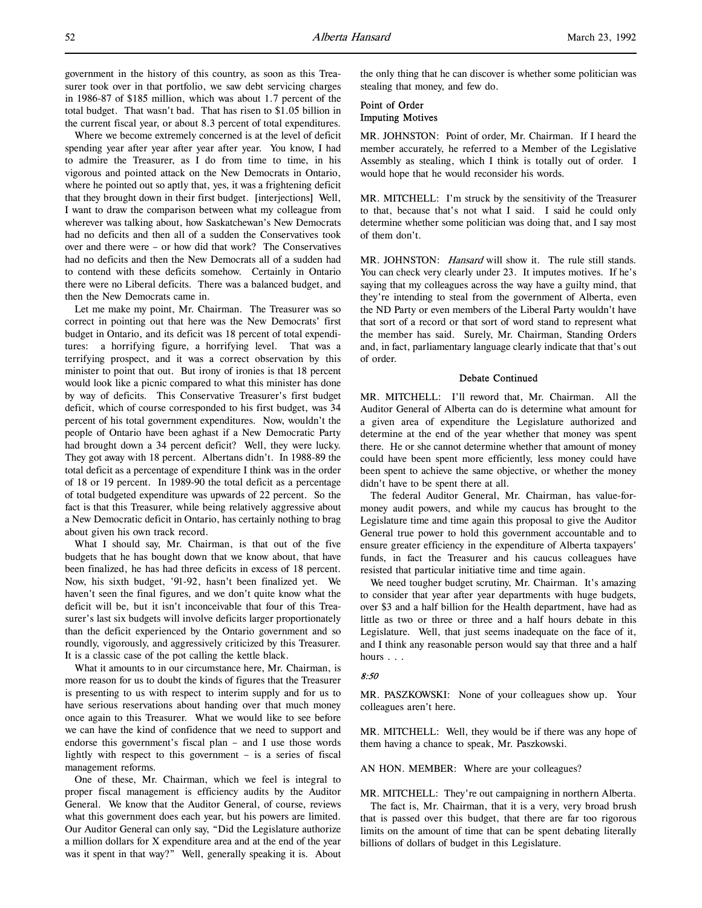government in the history of this country, as soon as this Treasurer took over in that portfolio, we saw debt servicing charges in 1986-87 of $185 million, which was about 1.7 percent of the total budget. That wasn't bad. That has risen to $1.05 billion in the current fiscal year, or about 8.3 percent of total expenditures.

Where we become extremely concerned is at the level of deficit spending year after year after year after year. You know, I had to admire the Treasurer, as I do from time to time, in his vigorous and pointed attack on the New Democrats in Ontario, where he pointed out so aptly that, yes, it was a frightening deficit that they brought down in their first budget. [interjections] Well, I want to draw the comparison between what my colleague from wherever was talking about, how Saskatchewan's New Democrats had no deficits and then all of a sudden the Conservatives took over and there were – or how did that work? The Conservatives had no deficits and then the New Democrats all of a sudden had to contend with these deficits somehow. Certainly in Ontario there were no Liberal deficits. There was a balanced budget, and then the New Democrats came in.

Let me make my point, Mr. Chairman. The Treasurer was so correct in pointing out that here was the New Democrats' first budget in Ontario, and its deficit was 18 percent of total expenditures: a horrifying figure, a horrifying level. That was a terrifying prospect, and it was a correct observation by this minister to point that out. But irony of ironies is that 18 percent would look like a picnic compared to what this minister has done by way of deficits. This Conservative Treasurer's first budget deficit, which of course corresponded to his first budget, was 34 percent of his total government expenditures. Now, wouldn't the people of Ontario have been aghast if a New Democratic Party had brought down a 34 percent deficit? Well, they were lucky. They got away with 18 percent. Albertans didn't. In 1988-89 the total deficit as a percentage of expenditure I think was in the order of 18 or 19 percent. In 1989-90 the total deficit as a percentage of total budgeted expenditure was upwards of 22 percent. So the fact is that this Treasurer, while being relatively aggressive about a New Democratic deficit in Ontario, has certainly nothing to brag about given his own track record.

What I should say, Mr. Chairman, is that out of the five budgets that he has bought down that we know about, that have been finalized, he has had three deficits in excess of 18 percent. Now, his sixth budget, '91-92, hasn't been finalized yet. We haven't seen the final figures, and we don't quite know what the deficit will be, but it isn't inconceivable that four of this Treasurer's last six budgets will involve deficits larger proportionately than the deficit experienced by the Ontario government and so roundly, vigorously, and aggressively criticized by this Treasurer. It is a classic case of the pot calling the kettle black.

What it amounts to in our circumstance here, Mr. Chairman, is more reason for us to doubt the kinds of figures that the Treasurer is presenting to us with respect to interim supply and for us to have serious reservations about handing over that much money once again to this Treasurer. What we would like to see before we can have the kind of confidence that we need to support and endorse this government's fiscal plan – and I use those words lightly with respect to this government – is a series of fiscal management reforms.

One of these, Mr. Chairman, which we feel is integral to proper fiscal management is efficiency audits by the Auditor General. We know that the Auditor General, of course, reviews what this government does each year, but his powers are limited. Our Auditor General can only say, "Did the Legislature authorize a million dollars for X expenditure area and at the end of the year was it spent in that way?" Well, generally speaking it is. About the only thing that he can discover is whether some politician was stealing that money, and few do.

### Point of Order
### Imputing Motives

MR. JOHNSTON: Point of order, Mr. Chairman. If I heard the member accurately, he referred to a Member of the Legislative Assembly as stealing, which I think is totally out of order. I would hope that he would reconsider his words.

MR. MITCHELL: I'm struck by the sensitivity of the Treasurer to that, because that's not what I said. I said he could only determine whether some politician was doing that, and I say most of them don't.

MR. JOHNSTON: *Hansard* will show it. The rule still stands. You can check very clearly under 23. It imputes motives. If he's saying that my colleagues across the way have a guilty mind, that they're intending to steal from the government of Alberta, even the ND Party or even members of the Liberal Party wouldn't have that sort of a record or that sort of word stand to represent what the member has said. Surely, Mr. Chairman, Standing Orders and, in fact, parliamentary language clearly indicate that that's out of order.

### Debate Continued

MR. MITCHELL: I'll reword that, Mr. Chairman. All the Auditor General of Alberta can do is determine what amount for a given area of expenditure the Legislature authorized and determine at the end of the year whether that money was spent there. He or she cannot determine whether that amount of money could have been spent more efficiently, less money could have been spent to achieve the same objective, or whether the money didn't have to be spent there at all.

The federal Auditor General, Mr. Chairman, has value-for-money audit powers, and while my caucus has brought to the Legislature time and time again this proposal to give the Auditor General true power to hold this government accountable and to ensure greater efficiency in the expenditure of Alberta taxpayers' funds, in fact the Treasurer and his caucus colleagues have resisted that particular initiative time and time again.

We need tougher budget scrutiny, Mr. Chairman. It's amazing to consider that year after year departments with huge budgets, over $3 and a half billion for the Health department, have had as little as two or three or three and a half hours debate in this Legislature. Well, that just seems inadequate on the face of it, and I think any reasonable person would say that three and a half hours . . .

*8:50*

MR. PASZKOWSKI: None of your colleagues show up. Your colleagues aren't here.

MR. MITCHELL: Well, they would be if there was any hope of them having a chance to speak, Mr. Paszkowski.

AN HON. MEMBER: Where are your colleagues?

MR. MITCHELL: They're out campaigning in northern Alberta.

The fact is, Mr. Chairman, that it is a very, very broad brush that is passed over this budget, that there are far too rigorous limits on the amount of time that can be spent debating literally billions of dollars of budget in this Legislature.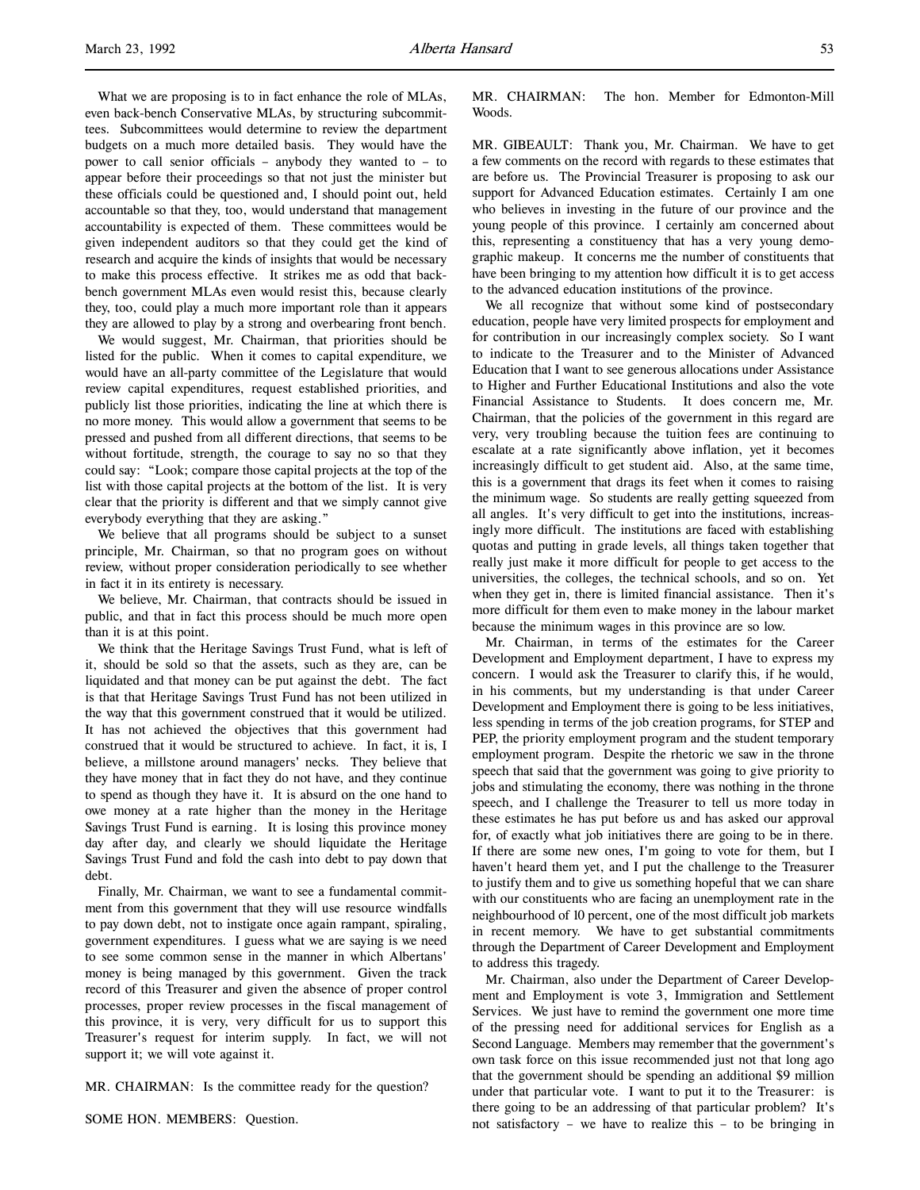What we are proposing is to in fact enhance the role of MLAs, even back-bench Conservative MLAs, by structuring subcommittees. Subcommittees would determine to review the department budgets on a much more detailed basis. They would have the power to call senior officials – anybody they wanted to – to appear before their proceedings so that not just the minister but these officials could be questioned and, I should point out, held accountable so that they, too, would understand that management accountability is expected of them. These committees would be given independent auditors so that they could get the kind of research and acquire the kinds of insights that would be necessary to make this process effective. It strikes me as odd that back-bench government MLAs even would resist this, because clearly they, too, could play a much more important role than it appears they are allowed to play by a strong and overbearing front bench.

We would suggest, Mr. Chairman, that priorities should be listed for the public. When it comes to capital expenditure, we would have an all-party committee of the Legislature that would review capital expenditures, request established priorities, and publicly list those priorities, indicating the line at which there is no more money. This would allow a government that seems to be pressed and pushed from all different directions, that seems to be without fortitude, strength, the courage to say no so that they could say: "Look; compare those capital projects at the top of the list with those capital projects at the bottom of the list. It is very clear that the priority is different and that we simply cannot give everybody everything that they are asking."

We believe that all programs should be subject to a sunset principle, Mr. Chairman, so that no program goes on without review, without proper consideration periodically to see whether in fact it in its entirety is necessary.

We believe, Mr. Chairman, that contracts should be issued in public, and that in fact this process should be much more open than it is at this point.

We think that the Heritage Savings Trust Fund, what is left of it, should be sold so that the assets, such as they are, can be liquidated and that money can be put against the debt. The fact is that that Heritage Savings Trust Fund has not been utilized in the way that this government construed that it would be utilized. It has not achieved the objectives that this government had construed that it would be structured to achieve. In fact, it is, I believe, a millstone around managers' necks. They believe that they have money that in fact they do not have, and they continue to spend as though they have it. It is absurd on the one hand to owe money at a rate higher than the money in the Heritage Savings Trust Fund is earning. It is losing this province money day after day, and clearly we should liquidate the Heritage Savings Trust Fund and fold the cash into debt to pay down that debt.

Finally, Mr. Chairman, we want to see a fundamental commitment from this government that they will use resource windfalls to pay down debt, not to instigate once again rampant, spiraling, government expenditures. I guess what we are saying is we need to see some common sense in the manner in which Albertans' money is being managed by this government. Given the track record of this Treasurer and given the absence of proper control processes, proper review processes in the fiscal management of this province, it is very, very difficult for us to support this Treasurer's request for interim supply. In fact, we will not support it; we will vote against it.

MR. CHAIRMAN: Is the committee ready for the question?

SOME HON. MEMBERS: Question.

MR. CHAIRMAN: The hon. Member for Edmonton-Mill Woods.

MR. GIBEAULT: Thank you, Mr. Chairman. We have to get a few comments on the record with regards to these estimates that are before us. The Provincial Treasurer is proposing to ask our support for Advanced Education estimates. Certainly I am one who believes in investing in the future of our province and the young people of this province. I certainly am concerned about this, representing a constituency that has a very young demographic makeup. It concerns me the number of constituents that have been bringing to my attention how difficult it is to get access to the advanced education institutions of the province.

We all recognize that without some kind of postsecondary education, people have very limited prospects for employment and for contribution in our increasingly complex society. So I want to indicate to the Treasurer and to the Minister of Advanced Education that I want to see generous allocations under Assistance to Higher and Further Educational Institutions and also the vote Financial Assistance to Students. It does concern me, Mr. Chairman, that the policies of the government in this regard are very, very troubling because the tuition fees are continuing to escalate at a rate significantly above inflation, yet it becomes increasingly difficult to get student aid. Also, at the same time, this is a government that drags its feet when it comes to raising the minimum wage. So students are really getting squeezed from all angles. It's very difficult to get into the institutions, increasingly more difficult. The institutions are faced with establishing quotas and putting in grade levels, all things taken together that really just make it more difficult for people to get access to the universities, the colleges, the technical schools, and so on. Yet when they get in, there is limited financial assistance. Then it's more difficult for them even to make money in the labour market because the minimum wages in this province are so low.

Mr. Chairman, in terms of the estimates for the Career Development and Employment department, I have to express my concern. I would ask the Treasurer to clarify this, if he would, in his comments, but my understanding is that under Career Development and Employment there is going to be less initiatives, less spending in terms of the job creation programs, for STEP and PEP, the priority employment program and the student temporary employment program. Despite the rhetoric we saw in the throne speech that said that the government was going to give priority to jobs and stimulating the economy, there was nothing in the throne speech, and I challenge the Treasurer to tell us more today in these estimates he has put before us and has asked our approval for, of exactly what job initiatives there are going to be in there. If there are some new ones, I'm going to vote for them, but I haven't heard them yet, and I put the challenge to the Treasurer to justify them and to give us something hopeful that we can share with our constituents who are facing an unemployment rate in the neighbourhood of 10 percent, one of the most difficult job markets in recent memory. We have to get substantial commitments through the Department of Career Development and Employment to address this tragedy.

Mr. Chairman, also under the Department of Career Development and Employment is vote 3, Immigration and Settlement Services. We just have to remind the government one more time of the pressing need for additional services for English as a Second Language. Members may remember that the government's own task force on this issue recommended just not that long ago that the government should be spending an additional $9 million under that particular vote. I want to put it to the Treasurer: is there going to be an addressing of that particular problem? It's not satisfactory – we have to realize this – to be bringing in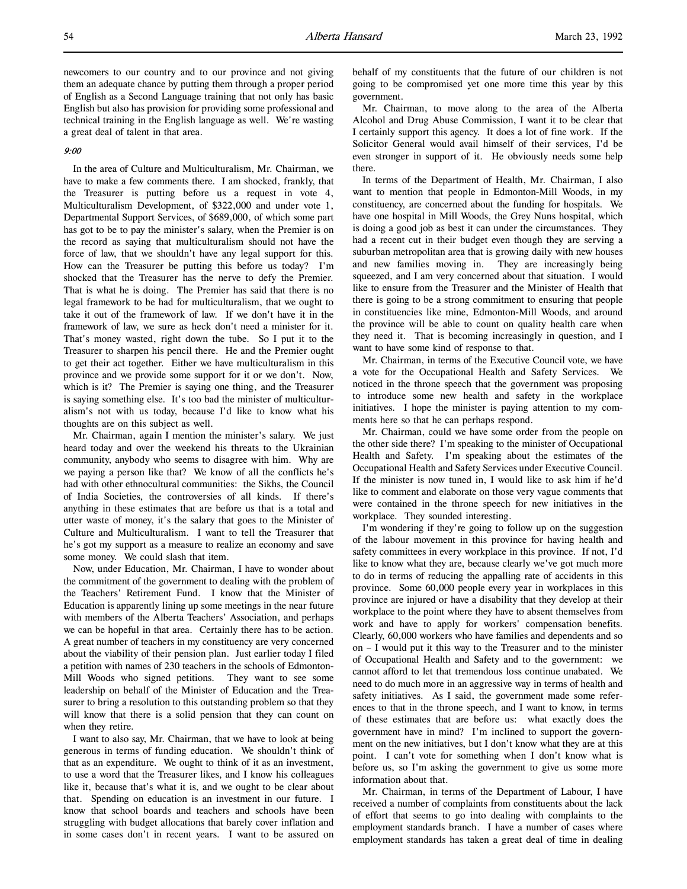newcomers to our country and to our province and not giving them an adequate chance by putting them through a proper period of English as a Second Language training that not only has basic English but also has provision for providing some professional and technical training in the English language as well. We're wasting a great deal of talent in that area.

*9:00*

In the area of Culture and Multiculturalism, Mr. Chairman, we have to make a few comments there. I am shocked, frankly, that the Treasurer is putting before us a request in vote 4, Multiculturalism Development, of $322,000 and under vote 1, Departmental Support Services, of $689,000, of which some part has got to be to pay the minister's salary, when the Premier is on the record as saying that multiculturalism should not have the force of law, that we shouldn't have any legal support for this. How can the Treasurer be putting this before us today? I'm shocked that the Treasurer has the nerve to defy the Premier. That is what he is doing. The Premier has said that there is no legal framework to be had for multiculturalism, that we ought to take it out of the framework of law. If we don't have it in the framework of law, we sure as heck don't need a minister for it. That's money wasted, right down the tube. So I put it to the Treasurer to sharpen his pencil there. He and the Premier ought to get their act together. Either we have multiculturalism in this province and we provide some support for it or we don't. Now, which is it? The Premier is saying one thing, and the Treasurer is saying something else. It's too bad the minister of multiculturalism's not with us today, because I'd like to know what his thoughts are on this subject as well.

Mr. Chairman, again I mention the minister's salary. We just heard today and over the weekend his threats to the Ukrainian community, anybody who seems to disagree with him. Why are we paying a person like that? We know of all the conflicts he's had with other ethnocultural communities: the Sikhs, the Council of India Societies, the controversies of all kinds. If there's anything in these estimates that are before us that is a total and utter waste of money, it's the salary that goes to the Minister of Culture and Multiculturalism. I want to tell the Treasurer that he's got my support as a measure to realize an economy and save some money. We could slash that item.

Now, under Education, Mr. Chairman, I have to wonder about the commitment of the government to dealing with the problem of the Teachers' Retirement Fund. I know that the Minister of Education is apparently lining up some meetings in the near future with members of the Alberta Teachers' Association, and perhaps we can be hopeful in that area. Certainly there has to be action. A great number of teachers in my constituency are very concerned about the viability of their pension plan. Just earlier today I filed a petition with names of 230 teachers in the schools of Edmonton-Mill Woods who signed petitions. They want to see some leadership on behalf of the Minister of Education and the Treasurer to bring a resolution to this outstanding problem so that they will know that there is a solid pension that they can count on when they retire.

I want to also say, Mr. Chairman, that we have to look at being generous in terms of funding education. We shouldn't think of that as an expenditure. We ought to think of it as an investment, to use a word that the Treasurer likes, and I know his colleagues like it, because that's what it is, and we ought to be clear about that. Spending on education is an investment in our future. I know that school boards and teachers and schools have been struggling with budget allocations that barely cover inflation and in some cases don't in recent years. I want to be assured on behalf of my constituents that the future of our children is not going to be compromised yet one more time this year by this government.

Mr. Chairman, to move along to the area of the Alberta Alcohol and Drug Abuse Commission, I want it to be clear that I certainly support this agency. It does a lot of fine work. If the Solicitor General would avail himself of their services, I'd be even stronger in support of it. He obviously needs some help there.

In terms of the Department of Health, Mr. Chairman, I also want to mention that people in Edmonton-Mill Woods, in my constituency, are concerned about the funding for hospitals. We have one hospital in Mill Woods, the Grey Nuns hospital, which is doing a good job as best it can under the circumstances. They had a recent cut in their budget even though they are serving a suburban metropolitan area that is growing daily with new houses and new families moving in. They are increasingly being squeezed, and I am very concerned about that situation. I would like to ensure from the Treasurer and the Minister of Health that there is going to be a strong commitment to ensuring that people in constituencies like mine, Edmonton-Mill Woods, and around the province will be able to count on quality health care when they need it. That is becoming increasingly in question, and I want to have some kind of response to that.

Mr. Chairman, in terms of the Executive Council vote, we have a vote for the Occupational Health and Safety Services. We noticed in the throne speech that the government was proposing to introduce some new health and safety in the workplace initiatives. I hope the minister is paying attention to my comments here so that he can perhaps respond.

Mr. Chairman, could we have some order from the people on the other side there? I'm speaking to the minister of Occupational Health and Safety. I'm speaking about the estimates of the Occupational Health and Safety Services under Executive Council. If the minister is now tuned in, I would like to ask him if he'd like to comment and elaborate on those very vague comments that were contained in the throne speech for new initiatives in the workplace. They sounded interesting.

I'm wondering if they're going to follow up on the suggestion of the labour movement in this province for having health and safety committees in every workplace in this province. If not, I'd like to know what they are, because clearly we've got much more to do in terms of reducing the appalling rate of accidents in this province. Some 60,000 people every year in workplaces in this province are injured or have a disability that they develop at their workplace to the point where they have to absent themselves from work and have to apply for workers' compensation benefits. Clearly, 60,000 workers who have families and dependents and so on – I would put it this way to the Treasurer and to the minister of Occupational Health and Safety and to the government: we cannot afford to let that tremendous loss continue unabated. We need to do much more in an aggressive way in terms of health and safety initiatives. As I said, the government made some references to that in the throne speech, and I want to know, in terms of these estimates that are before us: what exactly does the government have in mind? I'm inclined to support the government on the new initiatives, but I don't know what they are at this point. I can't vote for something when I don't know what is before us, so I'm asking the government to give us some more information about that.

Mr. Chairman, in terms of the Department of Labour, I have received a number of complaints from constituents about the lack of effort that seems to go into dealing with complaints to the employment standards branch. I have a number of cases where employment standards has taken a great deal of time in dealing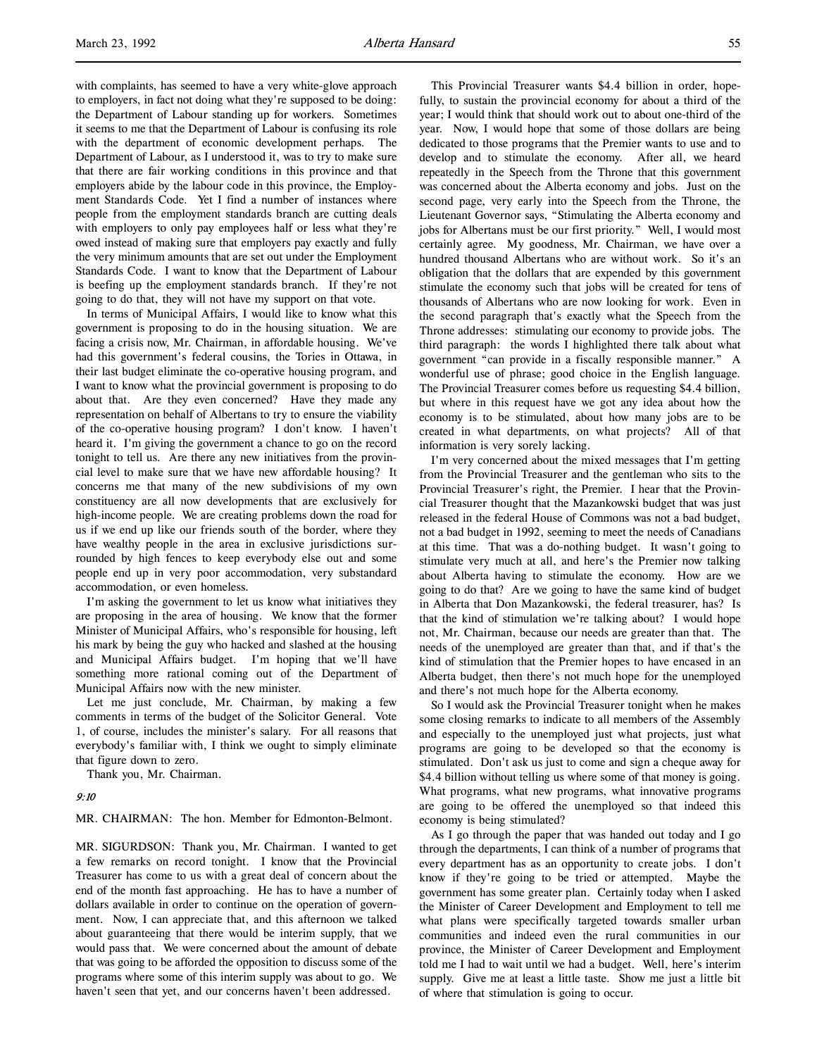with complaints, has seemed to have a very white-glove approach to employers, in fact not doing what they're supposed to be doing: the Department of Labour standing up for workers. Sometimes it seems to me that the Department of Labour is confusing its role with the department of economic development perhaps. The Department of Labour, as I understood it, was to try to make sure that there are fair working conditions in this province and that employers abide by the labour code in this province, the Employment Standards Code. Yet I find a number of instances where people from the employment standards branch are cutting deals with employers to only pay employees half or less what they're owed instead of making sure that employers pay exactly and fully the very minimum amounts that are set out under the Employment Standards Code. I want to know that the Department of Labour is beefing up the employment standards branch. If they're not going to do that, they will not have my support on that vote.

In terms of Municipal Affairs, I would like to know what this government is proposing to do in the housing situation. We are facing a crisis now, Mr. Chairman, in affordable housing. We've had this government's federal cousins, the Tories in Ottawa, in their last budget eliminate the co-operative housing program, and I want to know what the provincial government is proposing to do about that. Are they even concerned? Have they made any representation on behalf of Albertans to try to ensure the viability of the co-operative housing program? I don't know. I haven't heard it. I'm giving the government a chance to go on the record tonight to tell us. Are there any new initiatives from the provincial level to make sure that we have new affordable housing? It concerns me that many of the new subdivisions of my own constituency are all now developments that are exclusively for high-income people. We are creating problems down the road for us if we end up like our friends south of the border, where they have wealthy people in the area in exclusive jurisdictions surrounded by high fences to keep everybody else out and some people end up in very poor accommodation, very substandard accommodation, or even homeless.

I'm asking the government to let us know what initiatives they are proposing in the area of housing. We know that the former Minister of Municipal Affairs, who's responsible for housing, left his mark by being the guy who hacked and slashed at the housing and Municipal Affairs budget. I'm hoping that we'll have something more rational coming out of the Department of Municipal Affairs now with the new minister.

Let me just conclude, Mr. Chairman, by making a few comments in terms of the budget of the Solicitor General. Vote 1, of course, includes the minister's salary. For all reasons that everybody's familiar with, I think we ought to simply eliminate that figure down to zero.

Thank you, Mr. Chairman.

*9:10*

MR. CHAIRMAN: The hon. Member for Edmonton-Belmont.

MR. SIGURDSON: Thank you, Mr. Chairman. I wanted to get a few remarks on record tonight. I know that the Provincial Treasurer has come to us with a great deal of concern about the end of the month fast approaching. He has to have a number of dollars available in order to continue on the operation of government. Now, I can appreciate that, and this afternoon we talked about guaranteeing that there would be interim supply, that we would pass that. We were concerned about the amount of debate that was going to be afforded the opposition to discuss some of the programs where some of this interim supply was about to go. We haven't seen that yet, and our concerns haven't been addressed.

This Provincial Treasurer wants $4.4 billion in order, hopefully, to sustain the provincial economy for about a third of the year; I would think that should work out to about one-third of the year. Now, I would hope that some of those dollars are being dedicated to those programs that the Premier wants to use and to develop and to stimulate the economy. After all, we heard repeatedly in the Speech from the Throne that this government was concerned about the Alberta economy and jobs. Just on the second page, very early into the Speech from the Throne, the Lieutenant Governor says, "Stimulating the Alberta economy and jobs for Albertans must be our first priority." Well, I would most certainly agree. My goodness, Mr. Chairman, we have over a hundred thousand Albertans who are without work. So it's an obligation that the dollars that are expended by this government stimulate the economy such that jobs will be created for tens of thousands of Albertans who are now looking for work. Even in the second paragraph that's exactly what the Speech from the Throne addresses: stimulating our economy to provide jobs. The third paragraph: the words I highlighted there talk about what government "can provide in a fiscally responsible manner." A wonderful use of phrase; good choice in the English language. The Provincial Treasurer comes before us requesting $4.4 billion, but where in this request have we got any idea about how the economy is to be stimulated, about how many jobs are to be created in what departments, on what projects? All of that information is very sorely lacking.

I'm very concerned about the mixed messages that I'm getting from the Provincial Treasurer and the gentleman who sits to the Provincial Treasurer's right, the Premier. I hear that the Provincial Treasurer thought that the Mazankowski budget that was just released in the federal House of Commons was not a bad budget, not a bad budget in 1992, seeming to meet the needs of Canadians at this time. That was a do-nothing budget. It wasn't going to stimulate very much at all, and here's the Premier now talking about Alberta having to stimulate the economy. How are we going to do that? Are we going to have the same kind of budget in Alberta that Don Mazankowski, the federal treasurer, has? Is that the kind of stimulation we're talking about? I would hope not, Mr. Chairman, because our needs are greater than that. The needs of the unemployed are greater than that, and if that's the kind of stimulation that the Premier hopes to have encased in an Alberta budget, then there's not much hope for the unemployed and there's not much hope for the Alberta economy.

So I would ask the Provincial Treasurer tonight when he makes some closing remarks to indicate to all members of the Assembly and especially to the unemployed just what projects, just what programs are going to be developed so that the economy is stimulated. Don't ask us just to come and sign a cheque away for $4.4 billion without telling us where some of that money is going. What programs, what new programs, what innovative programs are going to be offered the unemployed so that indeed this economy is being stimulated?

As I go through the paper that was handed out today and I go through the departments, I can think of a number of programs that every department has as an opportunity to create jobs. I don't know if they're going to be tried or attempted. Maybe the government has some greater plan. Certainly today when I asked the Minister of Career Development and Employment to tell me what plans were specifically targeted towards smaller urban communities and indeed even the rural communities in our province, the Minister of Career Development and Employment told me I had to wait until we had a budget. Well, here's interim supply. Give me at least a little taste. Show me just a little bit of where that stimulation is going to occur.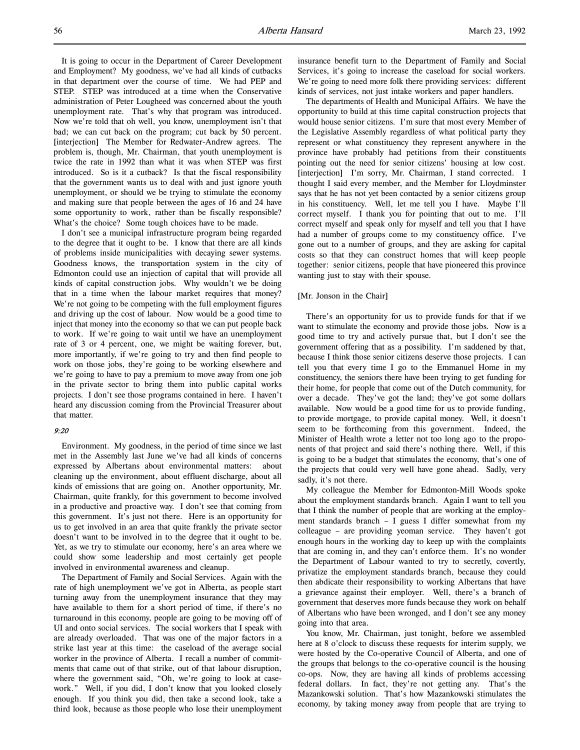It is going to occur in the Department of Career Development and Employment? My goodness, we've had all kinds of cutbacks in that department over the course of time. We had PEP and STEP. STEP was introduced at a time when the Conservative administration of Peter Lougheed was concerned about the youth unemployment rate. That's why that program was introduced. Now we're told that oh well, you know, unemployment isn't that bad; we can cut back on the program; cut back by 50 percent. [interjection] The Member for Redwater-Andrew agrees. The problem is, though, Mr. Chairman, that youth unemployment is twice the rate in 1992 than what it was when STEP was first introduced. So is it a cutback? Is that the fiscal responsibility that the government wants us to deal with and just ignore youth unemployment, or should we be trying to stimulate the economy and making sure that people between the ages of 16 and 24 have some opportunity to work, rather than be fiscally responsible? What's the choice? Some tough choices have to be made.

I don't see a municipal infrastructure program being regarded to the degree that it ought to be. I know that there are all kinds of problems inside municipalities with decaying sewer systems. Goodness knows, the transportation system in the city of Edmonton could use an injection of capital that will provide all kinds of capital construction jobs. Why wouldn't we be doing that in a time when the labour market requires that money? We're not going to be competing with the full employment figures and driving up the cost of labour. Now would be a good time to inject that money into the economy so that we can put people back to work. If we're going to wait until we have an unemployment rate of 3 or 4 percent, one, we might be waiting forever, but, more importantly, if we're going to try and then find people to work on those jobs, they're going to be working elsewhere and we're going to have to pay a premium to move away from one job in the private sector to bring them into public capital works projects. I don't see those programs contained in here. I haven't heard any discussion coming from the Provincial Treasurer about that matter.

*9:20*

Environment. My goodness, in the period of time since we last met in the Assembly last June we've had all kinds of concerns expressed by Albertans about environmental matters: about cleaning up the environment, about effluent discharge, about all kinds of emissions that are going on. Another opportunity, Mr. Chairman, quite frankly, for this government to become involved in a productive and proactive way. I don't see that coming from this government. It's just not there. Here is an opportunity for us to get involved in an area that quite frankly the private sector doesn't want to be involved in to the degree that it ought to be. Yet, as we try to stimulate our economy, here's an area where we could show some leadership and most certainly get people involved in environmental awareness and cleanup.

The Department of Family and Social Services. Again with the rate of high unemployment we've got in Alberta, as people start turning away from the unemployment insurance that they may have available to them for a short period of time, if there's no turnaround in this economy, people are going to be moving off of UI and onto social services. The social workers that I speak with are already overloaded. That was one of the major factors in a strike last year at this time: the caseload of the average social worker in the province of Alberta. I recall a number of commitments that came out of that strike, out of that labour disruption, where the government said, "Oh, we're going to look at casework." Well, if you did, I don't know that you looked closely enough. If you think you did, then take a second look, take a third look, because as those people who lose their unemployment insurance benefit turn to the Department of Family and Social Services, it's going to increase the caseload for social workers. We're going to need more folk there providing services: different kinds of services, not just intake workers and paper handlers.

The departments of Health and Municipal Affairs. We have the opportunity to build at this time capital construction projects that would house senior citizens. I'm sure that most every Member of the Legislative Assembly regardless of what political party they represent or what constituency they represent anywhere in the province have probably had petitions from their constituents pointing out the need for senior citizens' housing at low cost. [interjection] I'm sorry, Mr. Chairman, I stand corrected. I thought I said every member, and the Member for Lloydminster says that he has not yet been contacted by a senior citizens group in his constituency. Well, let me tell you I have. Maybe I'll correct myself. I thank you for pointing that out to me. I'll correct myself and speak only for myself and tell you that I have had a number of groups come to my constituency office. I've gone out to a number of groups, and they are asking for capital costs so that they can construct homes that will keep people together: senior citizens, people that have pioneered this province wanting just to stay with their spouse.

[Mr. Jonson in the Chair]

There's an opportunity for us to provide funds for that if we want to stimulate the economy and provide those jobs. Now is a good time to try and actively pursue that, but I don't see the government offering that as a possibility. I'm saddened by that, because I think those senior citizens deserve those projects. I can tell you that every time I go to the Emmanuel Home in my constituency, the seniors there have been trying to get funding for their home, for people that come out of the Dutch community, for over a decade. They've got the land; they've got some dollars available. Now would be a good time for us to provide funding, to provide mortgage, to provide capital money. Well, it doesn't seem to be forthcoming from this government. Indeed, the Minister of Health wrote a letter not too long ago to the proponents of that project and said there's nothing there. Well, if this is going to be a budget that stimulates the economy, that's one of the projects that could very well have gone ahead. Sadly, very sadly, it's not there.

My colleague the Member for Edmonton-Mill Woods spoke about the employment standards branch. Again I want to tell you that I think the number of people that are working at the employment standards branch – I guess I differ somewhat from my colleague – are providing yeoman service. They haven't got enough hours in the working day to keep up with the complaints that are coming in, and they can't enforce them. It's no wonder the Department of Labour wanted to try to secretly, covertly, privatize the employment standards branch, because they could then abdicate their responsibility to working Albertans that have a grievance against their employer. Well, there's a branch of government that deserves more funds because they work on behalf of Albertans who have been wronged, and I don't see any money going into that area.

You know, Mr. Chairman, just tonight, before we assembled here at 8 o'clock to discuss these requests for interim supply, we were hosted by the Co-operative Council of Alberta, and one of the groups that belongs to the co-operative council is the housing co-ops. Now, they are having all kinds of problems accessing federal dollars. In fact, they're not getting any. That's the Mazankowski solution. That's how Mazankowski stimulates the economy, by taking money away from people that are trying to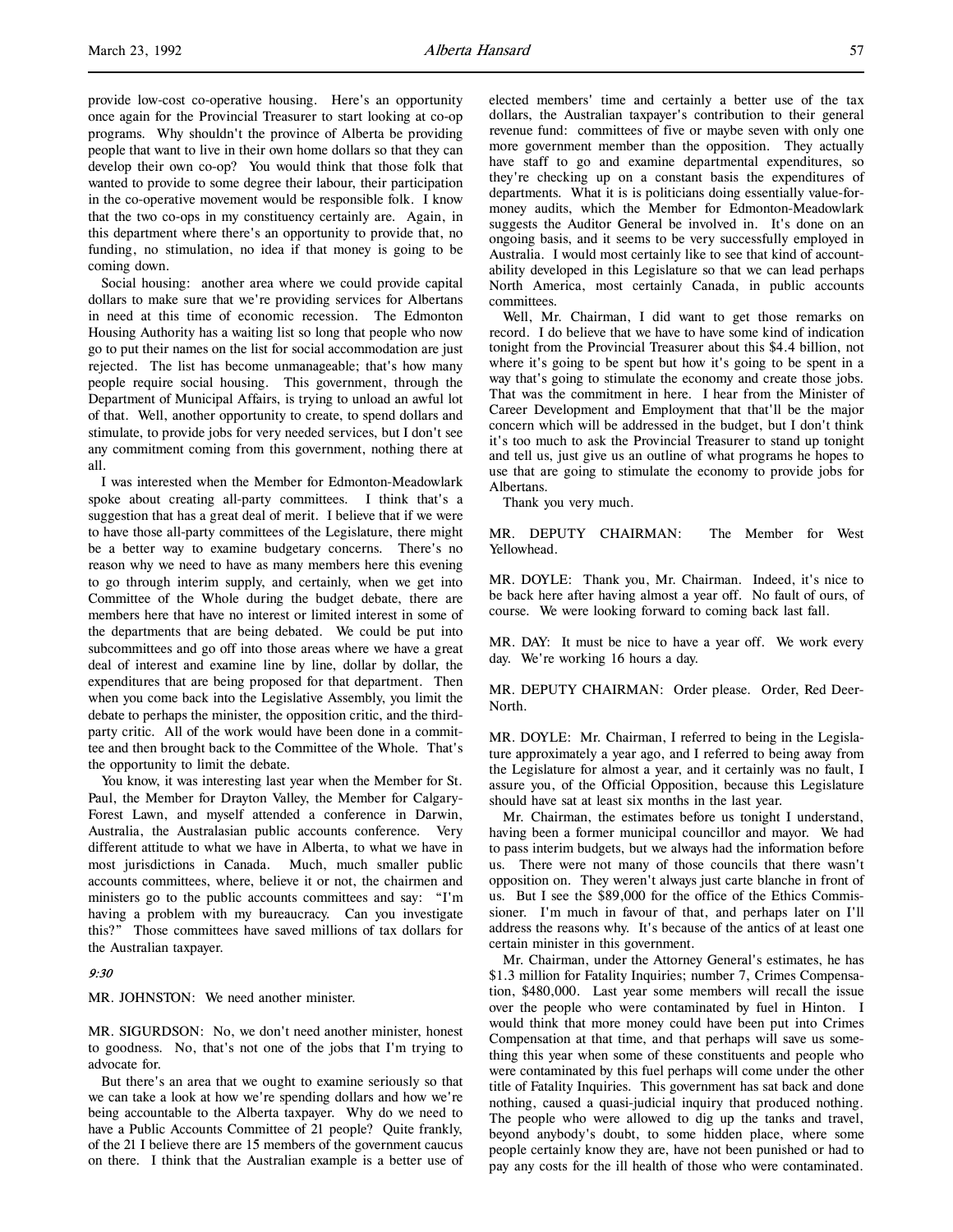provide low-cost co-operative housing. Here's an opportunity once again for the Provincial Treasurer to start looking at co-op programs. Why shouldn't the province of Alberta be providing people that want to live in their own home dollars so that they can develop their own co-op? You would think that those folk that wanted to provide to some degree their labour, their participation in the co-operative movement would be responsible folk. I know that the two co-ops in my constituency certainly are. Again, in this department where there's an opportunity to provide that, no funding, no stimulation, no idea if that money is going to be coming down.

Social housing: another area where we could provide capital dollars to make sure that we're providing services for Albertans in need at this time of economic recession. The Edmonton Housing Authority has a waiting list so long that people who now go to put their names on the list for social accommodation are just rejected. The list has become unmanageable; that's how many people require social housing. This government, through the Department of Municipal Affairs, is trying to unload an awful lot of that. Well, another opportunity to create, to spend dollars and stimulate, to provide jobs for very needed services, but I don't see any commitment coming from this government, nothing there at all.

I was interested when the Member for Edmonton-Meadowlark spoke about creating all-party committees. I think that's a suggestion that has a great deal of merit. I believe that if we were to have those all-party committees of the Legislature, there might be a better way to examine budgetary concerns. There's no reason why we need to have as many members here this evening to go through interim supply, and certainly, when we get into Committee of the Whole during the budget debate, there are members here that have no interest or limited interest in some of the departments that are being debated. We could be put into subcommittees and go off into those areas where we have a great deal of interest and examine line by line, dollar by dollar, the expenditures that are being proposed for that department. Then when you come back into the Legislative Assembly, you limit the debate to perhaps the minister, the opposition critic, and the third-party critic. All of the work would have been done in a committee and then brought back to the Committee of the Whole. That's the opportunity to limit the debate.

You know, it was interesting last year when the Member for St. Paul, the Member for Drayton Valley, the Member for Calgary-Forest Lawn, and myself attended a conference in Darwin, Australia, the Australasian public accounts conference. Very different attitude to what we have in Alberta, to what we have in most jurisdictions in Canada. Much, much smaller public accounts committees, where, believe it or not, the chairmen and ministers go to the public accounts committees and say: "I'm having a problem with my bureaucracy. Can you investigate this?" Those committees have saved millions of tax dollars for the Australian taxpayer.

*9:30*

MR. JOHNSTON: We need another minister.

MR. SIGURDSON: No, we don't need another minister, honest to goodness. No, that's not one of the jobs that I'm trying to advocate for.

But there's an area that we ought to examine seriously so that we can take a look at how we're spending dollars and how we're being accountable to the Alberta taxpayer. Why do we need to have a Public Accounts Committee of 21 people? Quite frankly, of the 21 I believe there are 15 members of the government caucus on there. I think that the Australian example is a better use of elected members' time and certainly a better use of the tax dollars, the Australian taxpayer's contribution to their general revenue fund: committees of five or maybe seven with only one more government member than the opposition. They actually have staff to go and examine departmental expenditures, so they're checking up on a constant basis the expenditures of departments. What it is is politicians doing essentially value-for-money audits, which the Member for Edmonton-Meadowlark suggests the Auditor General be involved in. It's done on an ongoing basis, and it seems to be very successfully employed in Australia. I would most certainly like to see that kind of accountability developed in this Legislature so that we can lead perhaps North America, most certainly Canada, in public accounts committees.

Well, Mr. Chairman, I did want to get those remarks on record. I do believe that we have to have some kind of indication tonight from the Provincial Treasurer about this $4.4 billion, not where it's going to be spent but how it's going to be spent in a way that's going to stimulate the economy and create those jobs. That was the commitment in here. I hear from the Minister of Career Development and Employment that that'll be the major concern which will be addressed in the budget, but I don't think it's too much to ask the Provincial Treasurer to stand up tonight and tell us, just give us an outline of what programs he hopes to use that are going to stimulate the economy to provide jobs for Albertans.

Thank you very much.

MR. DEPUTY CHAIRMAN: The Member for West Yellowhead.

MR. DOYLE: Thank you, Mr. Chairman. Indeed, it's nice to be back here after having almost a year off. No fault of ours, of course. We were looking forward to coming back last fall.

MR. DAY: It must be nice to have a year off. We work every day. We're working 16 hours a day.

MR. DEPUTY CHAIRMAN: Order please. Order, Red Deer-North.

MR. DOYLE: Mr. Chairman, I referred to being in the Legislature approximately a year ago, and I referred to being away from the Legislature for almost a year, and it certainly was no fault, I assure you, of the Official Opposition, because this Legislature should have sat at least six months in the last year.

Mr. Chairman, the estimates before us tonight I understand, having been a former municipal councillor and mayor. We had to pass interim budgets, but we always had the information before us. There were not many of those councils that there wasn't opposition on. They weren't always just carte blanche in front of us. But I see the $89,000 for the office of the Ethics Commissioner. I'm much in favour of that, and perhaps later on I'll address the reasons why. It's because of the antics of at least one certain minister in this government.

Mr. Chairman, under the Attorney General's estimates, he has $1.3 million for Fatality Inquiries; number 7, Crimes Compensation, $480,000. Last year some members will recall the issue over the people who were contaminated by fuel in Hinton. I would think that more money could have been put into Crimes Compensation at that time, and that perhaps will save us something this year when some of these constituents and people who were contaminated by this fuel perhaps will come under the other title of Fatality Inquiries. This government has sat back and done nothing, caused a quasi-judicial inquiry that produced nothing. The people who were allowed to dig up the tanks and travel, beyond anybody's doubt, to some hidden place, where some people certainly know they are, have not been punished or had to pay any costs for the ill health of those who were contaminated.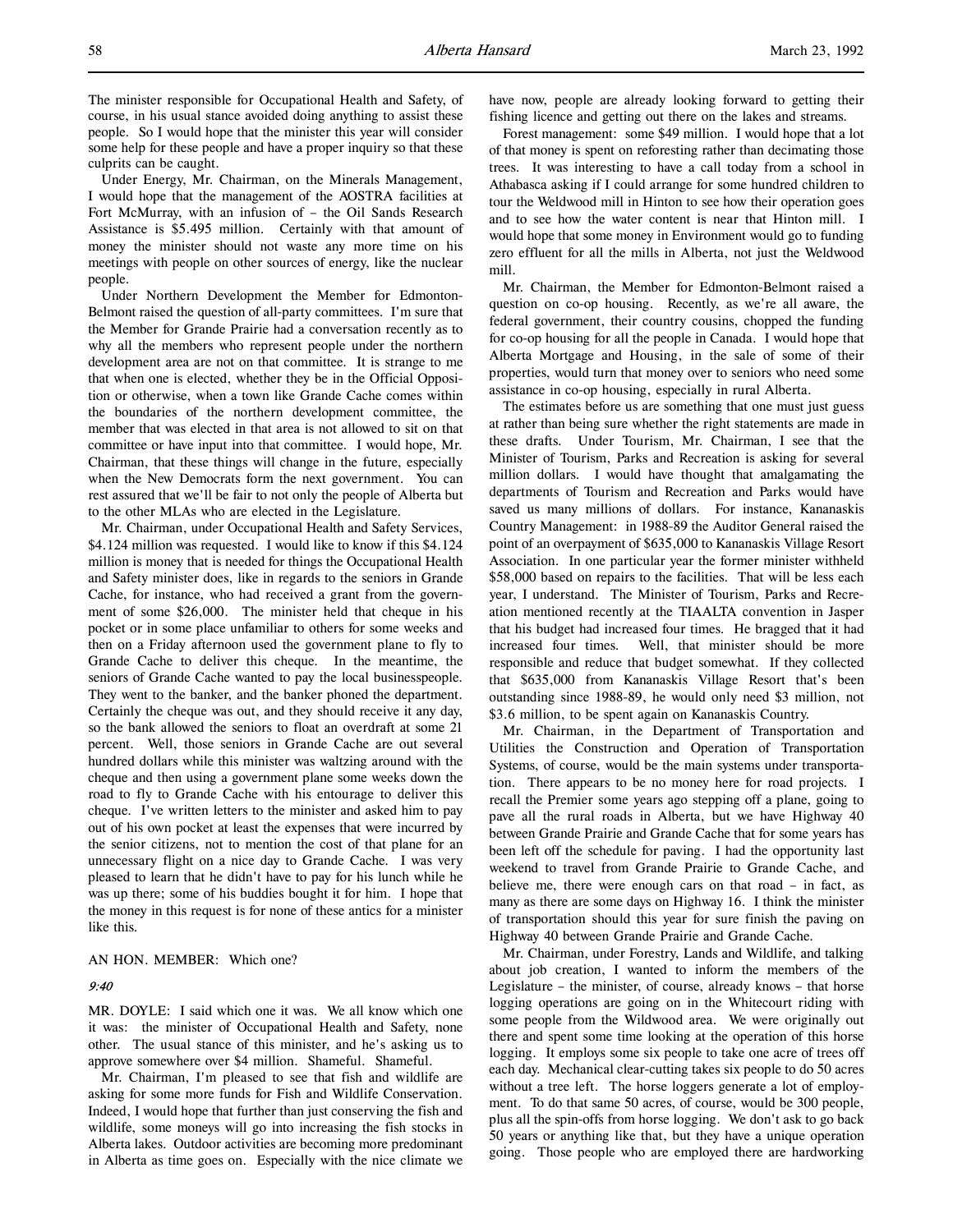The minister responsible for Occupational Health and Safety, of course, in his usual stance avoided doing anything to assist these people. So I would hope that the minister this year will consider some help for these people and have a proper inquiry so that these culprits can be caught.

Under Energy, Mr. Chairman, on the Minerals Management, I would hope that the management of the AOSTRA facilities at Fort McMurray, with an infusion of – the Oil Sands Research Assistance is $5.495 million. Certainly with that amount of money the minister should not waste any more time on his meetings with people on other sources of energy, like the nuclear people.

Under Northern Development the Member for Edmonton-Belmont raised the question of all-party committees. I'm sure that the Member for Grande Prairie had a conversation recently as to why all the members who represent people under the northern development area are not on that committee. It is strange to me that when one is elected, whether they be in the Official Opposition or otherwise, when a town like Grande Cache comes within the boundaries of the northern development committee, the member that was elected in that area is not allowed to sit on that committee or have input into that committee. I would hope, Mr. Chairman, that these things will change in the future, especially when the New Democrats form the next government. You can rest assured that we'll be fair to not only the people of Alberta but to the other MLAs who are elected in the Legislature.

Mr. Chairman, under Occupational Health and Safety Services, $4.124 million was requested. I would like to know if this $4.124 million is money that is needed for things the Occupational Health and Safety minister does, like in regards to the seniors in Grande Cache, for instance, who had received a grant from the government of some $26,000. The minister held that cheque in his pocket or in some place unfamiliar to others for some weeks and then on a Friday afternoon used the government plane to fly to Grande Cache to deliver this cheque. In the meantime, the seniors of Grande Cache wanted to pay the local businesspeople. They went to the banker, and the banker phoned the department. Certainly the cheque was out, and they should receive it any day, so the bank allowed the seniors to float an overdraft at some 21 percent. Well, those seniors in Grande Cache are out several hundred dollars while this minister was waltzing around with the cheque and then using a government plane some weeks down the road to fly to Grande Cache with his entourage to deliver this cheque. I've written letters to the minister and asked him to pay out of his own pocket at least the expenses that were incurred by the senior citizens, not to mention the cost of that plane for an unnecessary flight on a nice day to Grande Cache. I was very pleased to learn that he didn't have to pay for his lunch while he was up there; some of his buddies bought it for him. I hope that the money in this request is for none of these antics for a minister like this.

AN HON. MEMBER: Which one?

*9:40*

MR. DOYLE: I said which one it was. We all know which one it was: the minister of Occupational Health and Safety, none other. The usual stance of this minister, and he's asking us to approve somewhere over $4 million. Shameful. Shameful.

Mr. Chairman, I'm pleased to see that fish and wildlife are asking for some more funds for Fish and Wildlife Conservation. Indeed, I would hope that further than just conserving the fish and wildlife, some moneys will go into increasing the fish stocks in Alberta lakes. Outdoor activities are becoming more predominant in Alberta as time goes on. Especially with the nice climate we have now, people are already looking forward to getting their fishing licence and getting out there on the lakes and streams.

Forest management: some $49 million. I would hope that a lot of that money is spent on reforesting rather than decimating those trees. It was interesting to have a call today from a school in Athabasca asking if I could arrange for some hundred children to tour the Weldwood mill in Hinton to see how their operation goes and to see how the water content is near that Hinton mill. I would hope that some money in Environment would go to funding zero effluent for all the mills in Alberta, not just the Weldwood mill.

Mr. Chairman, the Member for Edmonton-Belmont raised a question on co-op housing. Recently, as we're all aware, the federal government, their country cousins, chopped the funding for co-op housing for all the people in Canada. I would hope that Alberta Mortgage and Housing, in the sale of some of their properties, would turn that money over to seniors who need some assistance in co-op housing, especially in rural Alberta.

The estimates before us are something that one must just guess at rather than being sure whether the right statements are made in these drafts. Under Tourism, Mr. Chairman, I see that the Minister of Tourism, Parks and Recreation is asking for several million dollars. I would have thought that amalgamating the departments of Tourism and Recreation and Parks would have saved us many millions of dollars. For instance, Kananaskis Country Management: in 1988-89 the Auditor General raised the point of an overpayment of $635,000 to Kananaskis Village Resort Association. In one particular year the former minister withheld $58,000 based on repairs to the facilities. That will be less each year, I understand. The Minister of Tourism, Parks and Recreation mentioned recently at the TIAALTA convention in Jasper that his budget had increased four times. He bragged that it had increased four times. Well, that minister should be more responsible and reduce that budget somewhat. If they collected that $635,000 from Kananaskis Village Resort that's been outstanding since 1988-89, he would only need $3 million, not $3.6 million, to be spent again on Kananaskis Country.

Mr. Chairman, in the Department of Transportation and Utilities the Construction and Operation of Transportation Systems, of course, would be the main systems under transportation. There appears to be no money here for road projects. I recall the Premier some years ago stepping off a plane, going to pave all the rural roads in Alberta, but we have Highway 40 between Grande Prairie and Grande Cache that for some years has been left off the schedule for paving. I had the opportunity last weekend to travel from Grande Prairie to Grande Cache, and believe me, there were enough cars on that road – in fact, as many as there are some days on Highway 16. I think the minister of transportation should this year for sure finish the paving on Highway 40 between Grande Prairie and Grande Cache.

Mr. Chairman, under Forestry, Lands and Wildlife, and talking about job creation, I wanted to inform the members of the Legislature – the minister, of course, already knows – that horse logging operations are going on in the Whitecourt riding with some people from the Wildwood area. We were originally out there and spent some time looking at the operation of this horse logging. It employs some six people to take one acre of trees off each day. Mechanical clear-cutting takes six people to do 50 acres without a tree left. The horse loggers generate a lot of employment. To do that same 50 acres, of course, would be 300 people, plus all the spin-offs from horse logging. We don't ask to go back 50 years or anything like that, but they have a unique operation going. Those people who are employed there are hardworking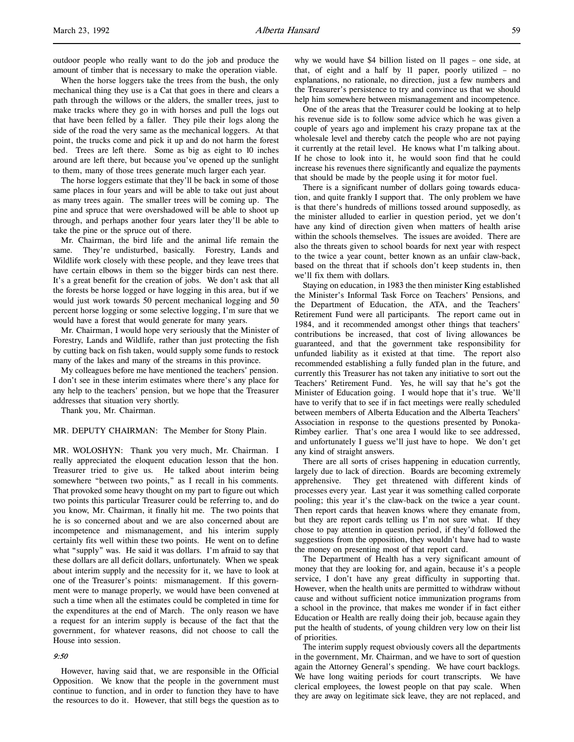outdoor people who really want to do the job and produce the amount of timber that is necessary to make the operation viable.

When the horse loggers take the trees from the bush, the only mechanical thing they use is a Cat that goes in there and clears a path through the willows or the alders, the smaller trees, just to make tracks where they go in with horses and pull the logs out that have been felled by a faller. They pile their logs along the side of the road the very same as the mechanical loggers. At that point, the trucks come and pick it up and do not harm the forest bed. Trees are left there. Some as big as eight to 10 inches around are left there, but because you've opened up the sunlight to them, many of those trees generate much larger each year.

The horse loggers estimate that they'll be back in some of those same places in four years and will be able to take out just about as many trees again. The smaller trees will be coming up. The pine and spruce that were overshadowed will be able to shoot up through, and perhaps another four years later they'll be able to take the pine or the spruce out of there.

Mr. Chairman, the bird life and the animal life remain the same. They're undisturbed, basically. Forestry, Lands and Wildlife work closely with these people, and they leave trees that have certain elbows in them so the bigger birds can nest there. It's a great benefit for the creation of jobs. We don't ask that all the forests be horse logged or have logging in this area, but if we would just work towards 50 percent mechanical logging and 50 percent horse logging or some selective logging, I'm sure that we would have a forest that would generate for many years.

Mr. Chairman, I would hope very seriously that the Minister of Forestry, Lands and Wildlife, rather than just protecting the fish by cutting back on fish taken, would supply some funds to restock many of the lakes and many of the streams in this province.

My colleagues before me have mentioned the teachers' pension. I don't see in these interim estimates where there's any place for any help to the teachers' pension, but we hope that the Treasurer addresses that situation very shortly.

Thank you, Mr. Chairman.

MR. DEPUTY CHAIRMAN: The Member for Stony Plain.

MR. WOLOSHYN: Thank you very much, Mr. Chairman. I really appreciated the eloquent education lesson that the hon. Treasurer tried to give us. He talked about interim being somewhere "between two points," as I recall in his comments. That provoked some heavy thought on my part to figure out which two points this particular Treasurer could be referring to, and do you know, Mr. Chairman, it finally hit me. The two points that he is so concerned about and we are also concerned about are incompetence and mismanagement, and his interim supply certainly fits well within these two points. He went on to define what "supply" was. He said it was dollars. I'm afraid to say that these dollars are all deficit dollars, unfortunately. When we speak about interim supply and the necessity for it, we have to look at one of the Treasurer's points: mismanagement. If this government were to manage properly, we would have been convened at such a time when all the estimates could be completed in time for the expenditures at the end of March. The only reason we have a request for an interim supply is because of the fact that the government, for whatever reasons, did not choose to call the House into session.

*9:50*

However, having said that, we are responsible in the Official Opposition. We know that the people in the government must continue to function, and in order to function they have to have the resources to do it. However, that still begs the question as to why we would have $4 billion listed on 11 pages – one side, at that, of eight and a half by 11 paper, poorly utilized – no explanations, no rationale, no direction, just a few numbers and the Treasurer's persistence to try and convince us that we should help him somewhere between mismanagement and incompetence.

One of the areas that the Treasurer could be looking at to help his revenue side is to follow some advice which he was given a couple of years ago and implement his crazy propane tax at the wholesale level and thereby catch the people who are not paying it currently at the retail level. He knows what I'm talking about. If he chose to look into it, he would soon find that he could increase his revenues there significantly and equalize the payments that should be made by the people using it for motor fuel.

There is a significant number of dollars going towards education, and quite frankly I support that. The only problem we have is that there's hundreds of millions tossed around supposedly, as the minister alluded to earlier in question period, yet we don't have any kind of direction given when matters of health arise within the schools themselves. The issues are avoided. There are also the threats given to school boards for next year with respect to the twice a year count, better known as an unfair claw-back, based on the threat that if schools don't keep students in, then we'll fix them with dollars.

Staying on education, in 1983 the then minister King established the Minister's Informal Task Force on Teachers' Pensions, and the Department of Education, the ATA, and the Teachers' Retirement Fund were all participants. The report came out in 1984, and it recommended amongst other things that teachers' contributions be increased, that cost of living allowances be guaranteed, and that the government take responsibility for unfunded liability as it existed at that time. The report also recommended establishing a fully funded plan in the future, and currently this Treasurer has not taken any initiative to sort out the Teachers' Retirement Fund. Yes, he will say that he's got the Minister of Education going. I would hope that it's true. We'll have to verify that to see if in fact meetings were really scheduled between members of Alberta Education and the Alberta Teachers' Association in response to the questions presented by Ponoka-Rimbey earlier. That's one area I would like to see addressed, and unfortunately I guess we'll just have to hope. We don't get any kind of straight answers.

There are all sorts of crises happening in education currently, largely due to lack of direction. Boards are becoming extremely apprehensive. They get threatened with different kinds of processes every year. Last year it was something called corporate pooling; this year it's the claw-back on the twice a year count. Then report cards that heaven knows where they emanate from, but they are report cards telling us I'm not sure what. If they chose to pay attention in question period, if they'd followed the suggestions from the opposition, they wouldn't have had to waste the money on presenting most of that report card.

The Department of Health has a very significant amount of money that they are looking for, and again, because it's a people service, I don't have any great difficulty in supporting that. However, when the health units are permitted to withdraw without cause and without sufficient notice immunization programs from a school in the province, that makes me wonder if in fact either Education or Health are really doing their job, because again they put the health of students, of young children very low on their list of priorities.

The interim supply request obviously covers all the departments in the government, Mr. Chairman, and we have to sort of question again the Attorney General's spending. We have court backlogs. We have long waiting periods for court transcripts. We have clerical employees, the lowest people on that pay scale. When they are away on legitimate sick leave, they are not replaced, and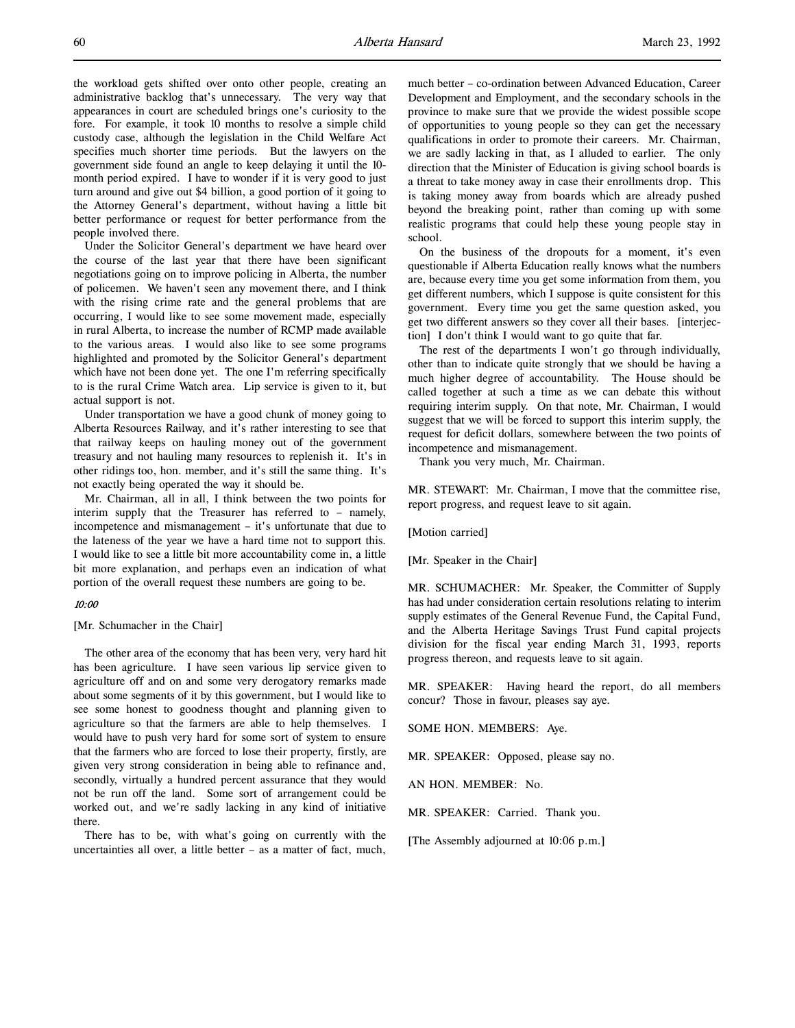the workload gets shifted over onto other people, creating an administrative backlog that's unnecessary. The very way that appearances in court are scheduled brings one's curiosity to the fore. For example, it took 10 months to resolve a simple child custody case, although the legislation in the Child Welfare Act specifies much shorter time periods. But the lawyers on the government side found an angle to keep delaying it until the 10-month period expired. I have to wonder if it is very good to just turn around and give out $4 billion, a good portion of it going to the Attorney General's department, without having a little bit better performance or request for better performance from the people involved there.

Under the Solicitor General's department we have heard over the course of the last year that there have been significant negotiations going on to improve policing in Alberta, the number of policemen. We haven't seen any movement there, and I think with the rising crime rate and the general problems that are occurring, I would like to see some movement made, especially in rural Alberta, to increase the number of RCMP made available to the various areas. I would also like to see some programs highlighted and promoted by the Solicitor General's department which have not been done yet. The one I'm referring specifically to is the rural Crime Watch area. Lip service is given to it, but actual support is not.

Under transportation we have a good chunk of money going to Alberta Resources Railway, and it's rather interesting to see that that railway keeps on hauling money out of the government treasury and not hauling many resources to replenish it. It's in other ridings too, hon. member, and it's still the same thing. It's not exactly being operated the way it should be.

Mr. Chairman, all in all, I think between the two points for interim supply that the Treasurer has referred to – namely, incompetence and mismanagement – it's unfortunate that due to the lateness of the year we have a hard time not to support this. I would like to see a little bit more accountability come in, a little bit more explanation, and perhaps even an indication of what portion of the overall request these numbers are going to be.

*10:00*

[Mr. Schumacher in the Chair]

The other area of the economy that has been very, very hard hit has been agriculture. I have seen various lip service given to agriculture off and on and some very derogatory remarks made about some segments of it by this government, but I would like to see some honest to goodness thought and planning given to agriculture so that the farmers are able to help themselves. I would have to push very hard for some sort of system to ensure that the farmers who are forced to lose their property, firstly, are given very strong consideration in being able to refinance and, secondly, virtually a hundred percent assurance that they would not be run off the land. Some sort of arrangement could be worked out, and we're sadly lacking in any kind of initiative there.

There has to be, with what's going on currently with the uncertainties all over, a little better – as a matter of fact, much, much better – co-ordination between Advanced Education, Career Development and Employment, and the secondary schools in the province to make sure that we provide the widest possible scope of opportunities to young people so they can get the necessary qualifications in order to promote their careers. Mr. Chairman, we are sadly lacking in that, as I alluded to earlier. The only direction that the Minister of Education is giving school boards is a threat to take money away in case their enrollments drop. This is taking money away from boards which are already pushed beyond the breaking point, rather than coming up with some realistic programs that could help these young people stay in school.

On the business of the dropouts for a moment, it's even questionable if Alberta Education really knows what the numbers are, because every time you get some information from them, you get different numbers, which I suppose is quite consistent for this government. Every time you get the same question asked, you get two different answers so they cover all their bases. [interjection] I don't think I would want to go quite that far.

The rest of the departments I won't go through individually, other than to indicate quite strongly that we should be having a much higher degree of accountability. The House should be called together at such a time as we can debate this without requiring interim supply. On that note, Mr. Chairman, I would suggest that we will be forced to support this interim supply, the request for deficit dollars, somewhere between the two points of incompetence and mismanagement.

Thank you very much, Mr. Chairman.

MR. STEWART: Mr. Chairman, I move that the committee rise, report progress, and request leave to sit again.

[Motion carried]

[Mr. Speaker in the Chair]

MR. SCHUMACHER: Mr. Speaker, the Committee of Supply has had under consideration certain resolutions relating to interim supply estimates of the General Revenue Fund, the Capital Fund, and the Alberta Heritage Savings Trust Fund capital projects division for the fiscal year ending March 31, 1993, reports progress thereon, and requests leave to sit again.

MR. SPEAKER: Having heard the report, do all members concur? Those in favour, pleases say aye.

SOME HON. MEMBERS: Aye.

MR. SPEAKER: Opposed, please say no.

AN HON. MEMBER: No.

MR. SPEAKER: Carried. Thank you.

[The Assembly adjourned at 10:06 p.m.]